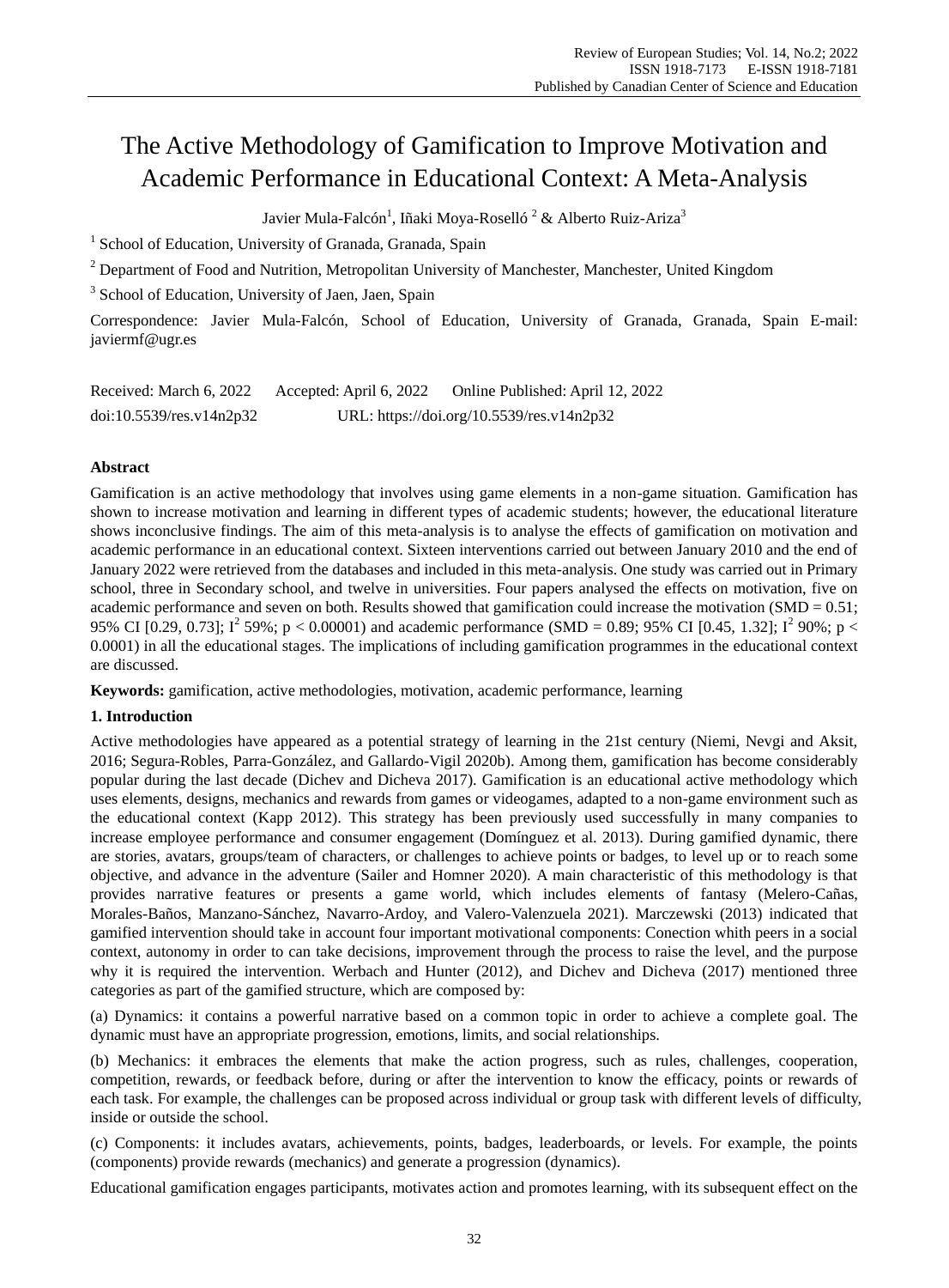# The Active Methodology of Gamification to Improve Motivation and Academic Performance in Educational Context: A Meta-Analysis

Javier Mula-Falcón[1], Iñaki Moya-Roselló [2] & Alberto Ruiz-Ariza[3]

[1] School of Education, University of Granada, Granada, Spain

[2] Department of Food and Nutrition, Metropolitan University of Manchester, Manchester, United Kingdom

[3] School of Education, University of Jaen, Jaen, Spain

Correspondence: Javier Mula-Falcón, School of Education, University of Granada, Granada, Spain E-mail: javiermf@ugr.es

Received: March 6, 2022 Accepted: April 6, 2022 Online Published: April 12, 2022

doi:10.5539/res.v14n2p32 URL: https://doi.org/10.5539/res.v14n2p32

## Abstract

Gamification is an active methodology that involves using game elements in a non-game situation. Gamification has shown to increase motivation and learning in different types of academic students; however, the educational literature shows inconclusive findings. The aim of this meta-analysis is to analyse the effects of gamification on motivation and academic performance in an educational context. Sixteen interventions carried out between January 2010 and the end of January 2022 were retrieved from the databases and included in this meta-analysis. One study was carried out in Primary school, three in Secondary school, and twelve in universities. Four papers analysed the effects on motivation, five on academic performance and seven on both. Results showed that gamification could increase the motivation (SMD = 0.51; 95% CI [0.29, 0.73]; $I^2$ 59%; $p < 0.00001$) and academic performance (SMD = 0.89; 95% CI [0.45, 1.32]; $I^2$ 90%; $p < 0.0001$) in all the educational stages. The implications of including gamification programmes in the educational context are discussed.

**Keywords:** gamification, active methodologies, motivation, academic performance, learning

## 1. Introduction

Active methodologies have appeared as a potential strategy of learning in the 21st century (Niemi, Nevgi and Aksit, 2016; Segura-Robles, Parra-González, and Gallardo-Vigil 2020b). Among them, gamification has become considerably popular during the last decade (Dichev and Dicheva 2017). Gamification is an educational active methodology which uses elements, designs, mechanics and rewards from games or videogames, adapted to a non-game environment such as the educational context (Kapp 2012). This strategy has been previously used successfully in many companies to increase employee performance and consumer engagement (Domínguez et al. 2013). During gamified dynamic, there are stories, avatars, groups/team of characters, or challenges to achieve points or badges, to level up or to reach some objective, and advance in the adventure (Sailer and Homner 2020). A main characteristic of this methodology is that provides narrative features or presents a game world, which includes elements of fantasy (Melero-Cañas, Morales-Baños, Manzano-Sánchez, Navarro-Ardoy, and Valero-Valenzuela 2021). Marczewski (2013) indicated that gamified intervention should take in account four important motivational components: Conection whith peers in a social context, autonomy in order to can take decisions, improvement through the process to raise the level, and the purpose why it is required the intervention. Werbach and Hunter (2012), and Dichev and Dicheva (2017) mentioned three categories as part of the gamified structure, which are composed by:

(a) Dynamics: it contains a powerful narrative based on a common topic in order to achieve a complete goal. The dynamic must have an appropriate progression, emotions, limits, and social relationships.

(b) Mechanics: it embraces the elements that make the action progress, such as rules, challenges, cooperation, competition, rewards, or feedback before, during or after the intervention to know the efficacy, points or rewards of each task. For example, the challenges can be proposed across individual or group task with different levels of difficulty, inside or outside the school.

(c) Components: it includes avatars, achievements, points, badges, leaderboards, or levels. For example, the points (components) provide rewards (mechanics) and generate a progression (dynamics).

Educational gamification engages participants, motivates action and promotes learning, with its subsequent effect on the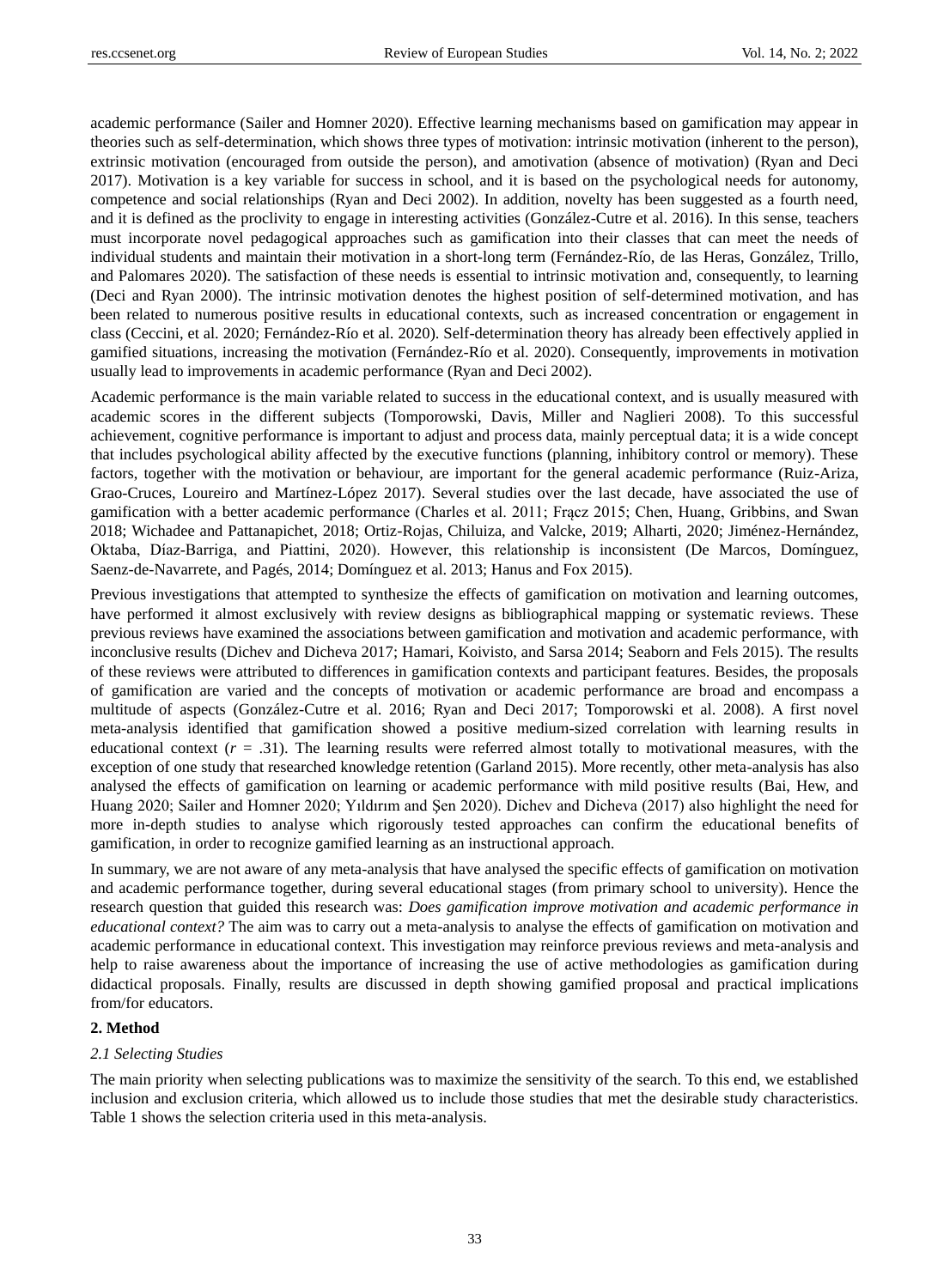academic performance (Sailer and Homner 2020). Effective learning mechanisms based on gamification may appear in theories such as self-determination, which shows three types of motivation: intrinsic motivation (inherent to the person), extrinsic motivation (encouraged from outside the person), and amotivation (absence of motivation) (Ryan and Deci 2017). Motivation is a key variable for success in school, and it is based on the psychological needs for autonomy, competence and social relationships (Ryan and Deci 2002). In addition, novelty has been suggested as a fourth need, and it is defined as the proclivity to engage in interesting activities (González-Cutre et al. 2016). In this sense, teachers must incorporate novel pedagogical approaches such as gamification into their classes that can meet the needs of individual students and maintain their motivation in a short-long term (Fernández-Río, de las Heras, González, Trillo, and Palomares 2020). The satisfaction of these needs is essential to intrinsic motivation and, consequently, to learning (Deci and Ryan 2000). The intrinsic motivation denotes the highest position of self-determined motivation, and has been related to numerous positive results in educational contexts, such as increased concentration or engagement in class (Ceccini, et al. 2020; Fernández-Río et al. 2020). Self-determination theory has already been effectively applied in gamified situations, increasing the motivation (Fernández-Río et al. 2020). Consequently, improvements in motivation usually lead to improvements in academic performance (Ryan and Deci 2002).

Academic performance is the main variable related to success in the educational context, and is usually measured with academic scores in the different subjects (Tomporowski, Davis, Miller and Naglieri 2008). To this successful achievement, cognitive performance is important to adjust and process data, mainly perceptual data; it is a wide concept that includes psychological ability affected by the executive functions (planning, inhibitory control or memory). These factors, together with the motivation or behaviour, are important for the general academic performance (Ruiz-Ariza, Grao-Cruces, Loureiro and Martínez-López 2017). Several studies over the last decade, have associated the use of gamification with a better academic performance (Charles et al. 2011; Frącz 2015; Chen, Huang, Gribbins, and Swan 2018; Wichadee and Pattanapichet, 2018; Ortiz-Rojas, Chiluiza, and Valcke, 2019; Alharti, 2020; Jiménez-Hernández, Oktaba, Díaz-Barriga, and Piattini, 2020). However, this relationship is inconsistent (De Marcos, Domínguez, Saenz-de-Navarrete, and Pagés, 2014; Domínguez et al. 2013; Hanus and Fox 2015).

Previous investigations that attempted to synthesize the effects of gamification on motivation and learning outcomes, have performed it almost exclusively with review designs as bibliographical mapping or systematic reviews. These previous reviews have examined the associations between gamification and motivation and academic performance, with inconclusive results (Dichev and Dicheva 2017; Hamari, Koivisto, and Sarsa 2014; Seaborn and Fels 2015). The results of these reviews were attributed to differences in gamification contexts and participant features. Besides, the proposals of gamification are varied and the concepts of motivation or academic performance are broad and encompass a multitude of aspects (González-Cutre et al. 2016; Ryan and Deci 2017; Tomporowski et al. 2008). A first novel meta-analysis identified that gamification showed a positive medium-sized correlation with learning results in educational context ($r$ = .31). The learning results were referred almost totally to motivational measures, with the exception of one study that researched knowledge retention (Garland 2015). More recently, other meta-analysis has also analysed the effects of gamification on learning or academic performance with mild positive results (Bai, Hew, and Huang 2020; Sailer and Homner 2020; Yıldırım and Şen 2020). Dichev and Dicheva (2017) also highlight the need for more in-depth studies to analyse which rigorously tested approaches can confirm the educational benefits of gamification, in order to recognize gamified learning as an instructional approach.

In summary, we are not aware of any meta-analysis that have analysed the specific effects of gamification on motivation and academic performance together, during several educational stages (from primary school to university). Hence the research question that guided this research was: *Does gamification improve motivation and academic performance in educational context?* The aim was to carry out a meta-analysis to analyse the effects of gamification on motivation and academic performance in educational context. This investigation may reinforce previous reviews and meta-analysis and help to raise awareness about the importance of increasing the use of active methodologies as gamification during didactical proposals. Finally, results are discussed in depth showing gamified proposal and practical implications from/for educators.

## 2. Method

### *2.1 Selecting Studies*

The main priority when selecting publications was to maximize the sensitivity of the search. To this end, we established inclusion and exclusion criteria, which allowed us to include those studies that met the desirable study characteristics. Table 1 shows the selection criteria used in this meta-analysis.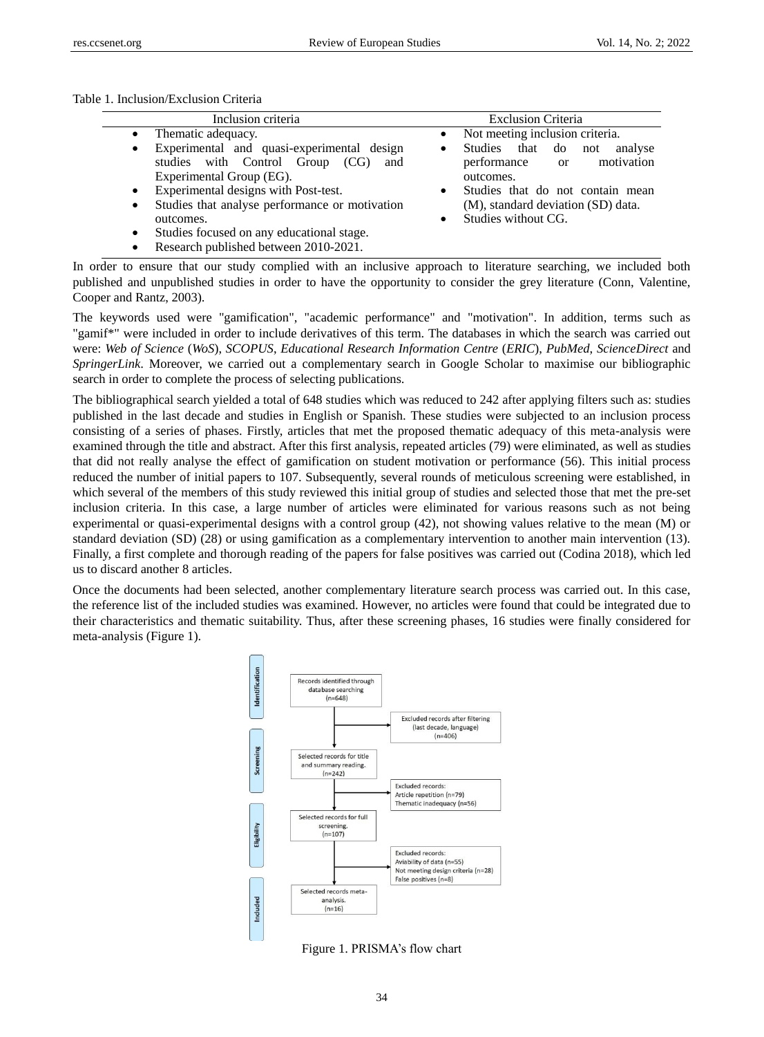Table 1. Inclusion/Exclusion Criteria

| Inclusion criteria | Exclusion Criteria |
|---|---|
| • Thematic adequacy.<br>• Experimental and quasi-experimental design studies with Control Group (CG) and Experimental Group (EG).<br>• Experimental designs with Post-test.<br>• Studies that analyse performance or motivation outcomes.<br>• Studies focused on any educational stage.<br>• Research published between 2010-2021. | • Not meeting inclusion criteria.<br>• Studies that do not analyse performance or motivation outcomes.<br>• Studies that do not contain mean (M), standard deviation (SD) data.<br>• Studies without CG. |

In order to ensure that our study complied with an inclusive approach to literature searching, we included both published and unpublished studies in order to have the opportunity to consider the grey literature (Conn, Valentine, Cooper and Rantz, 2003).

The keywords used were "gamification", "academic performance" and "motivation". In addition, terms such as "gamif*" were included in order to include derivatives of this term. The databases in which the search was carried out were: *Web of Science* (*WoS*), *SCOPUS*, *Educational Research Information Centre* (*ERIC*), *PubMed*, *ScienceDirect* and *SpringerLink*. Moreover, we carried out a complementary search in Google Scholar to maximise our bibliographic search in order to complete the process of selecting publications.

The bibliographical search yielded a total of 648 studies which was reduced to 242 after applying filters such as: studies published in the last decade and studies in English or Spanish. These studies were subjected to an inclusion process consisting of a series of phases. Firstly, articles that met the proposed thematic adequacy of this meta-analysis were examined through the title and abstract. After this first analysis, repeated articles (79) were eliminated, as well as studies that did not really analyse the effect of gamification on student motivation or performance (56). This initial process reduced the number of initial papers to 107. Subsequently, several rounds of meticulous screening were established, in which several of the members of this study reviewed this initial group of studies and selected those that met the pre-set inclusion criteria. In this case, a large number of articles were eliminated for various reasons such as not being experimental or quasi-experimental designs with a control group (42), not showing values relative to the mean (M) or standard deviation (SD) (28) or using gamification as a complementary intervention to another main intervention (13). Finally, a first complete and thorough reading of the papers for false positives was carried out (Codina 2018), which led us to discard another 8 articles.

Once the documents had been selected, another complementary literature search process was carried out. In this case, the reference list of the included studies was examined. However, no articles were found that could be integrated due to their characteristics and thematic suitability. Thus, after these screening phases, 16 studies were finally considered for meta-analysis (Figure 1).

Identification: Records identified through database searching (n=648) → Excluded records after filtering (last decade, language) (n=406)

Screening: Selected records for title and summary reading. (n=242) → Excluded records: Article repetition (n=79), Thematic inadequacy (n=56)

Eligibility: Selected records for full screening. (n=107) → Excluded records: Aviability of data (n=55), Not meeting design criteria (n=28), False positives (n=8)

Included: Selected records meta-analysis. (n=16)

Figure 1. PRISMA's flow chart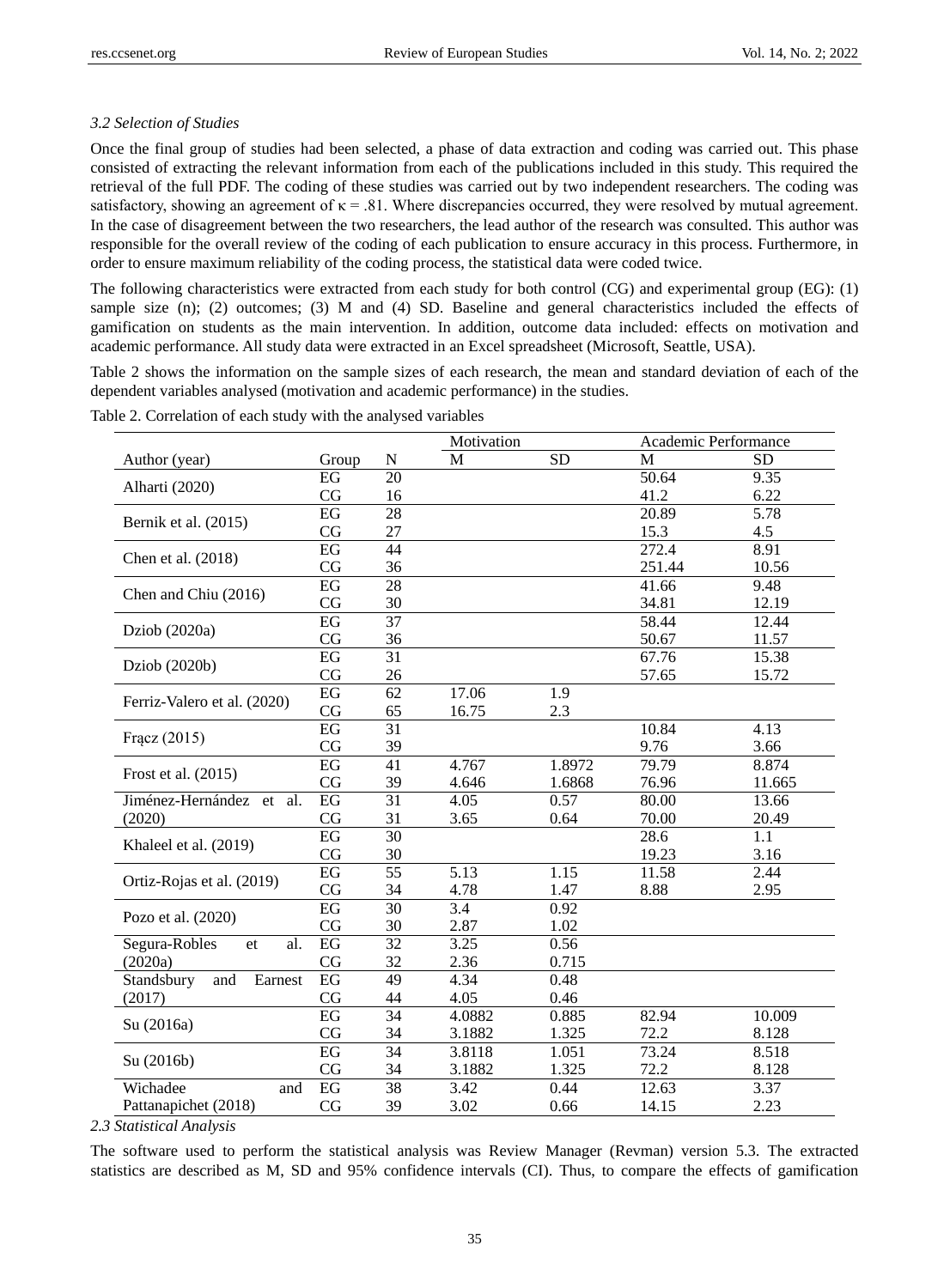### 3.2 Selection of Studies

Once the final group of studies had been selected, a phase of data extraction and coding was carried out. This phase consisted of extracting the relevant information from each of the publications included in this study. This required the retrieval of the full PDF. The coding of these studies was carried out by two independent researchers. The coding was satisfactory, showing an agreement of κ = .81. Where discrepancies occurred, they were resolved by mutual agreement. In the case of disagreement between the two researchers, the lead author of the research was consulted. This author was responsible for the overall review of the coding of each publication to ensure accuracy in this process. Furthermore, in order to ensure maximum reliability of the coding process, the statistical data were coded twice.

The following characteristics were extracted from each study for both control (CG) and experimental group (EG): (1) sample size (n); (2) outcomes; (3) M and (4) SD. Baseline and general characteristics included the effects of gamification on students as the main intervention. In addition, outcome data included: effects on motivation and academic performance. All study data were extracted in an Excel spreadsheet (Microsoft, Seattle, USA).

Table 2 shows the information on the sample sizes of each research, the mean and standard deviation of each of the dependent variables analysed (motivation and academic performance) in the studies.

Table 2. Correlation of each study with the analysed variables

| | | | Motivation | | Academic Performance | |
|---|---|---|---|---|---|---|
| Author (year) | Group | N | M | SD | M | SD |
| Alharti (2020) | EG | 20 | | | 50.64 | 9.35 |
| | CG | 16 | | | 41.2 | 6.22 |
| Bernik et al. (2015) | EG | 28 | | | 20.89 | 5.78 |
| | CG | 27 | | | 15.3 | 4.5 |
| Chen et al. (2018) | EG | 44 | | | 272.4 | 8.91 |
| | CG | 36 | | | 251.44 | 10.56 |
| Chen and Chiu (2016) | EG | 28 | | | 41.66 | 9.48 |
| | CG | 30 | | | 34.81 | 12.19 |
| Dziob (2020a) | EG | 37 | | | 58.44 | 12.44 |
| | CG | 36 | | | 50.67 | 11.57 |
| Dziob (2020b) | EG | 31 | | | 67.76 | 15.38 |
| | CG | 26 | | | 57.65 | 15.72 |
| Ferriz-Valero et al. (2020) | EG | 62 | 17.06 | 1.9 | | |
| | CG | 65 | 16.75 | 2.3 | | |
| Frącz (2015) | EG | 31 | | | 10.84 | 4.13 |
| | CG | 39 | | | 9.76 | 3.66 |
| Frost et al. (2015) | EG | 41 | 4.767 | 1.8972 | 79.79 | 8.874 |
| | CG | 39 | 4.646 | 1.6868 | 76.96 | 11.665 |
| Jiménez-Hernández et al. (2020) | EG | 31 | 4.05 | 0.57 | 80.00 | 13.66 |
| | CG | 31 | 3.65 | 0.64 | 70.00 | 20.49 |
| Khaleel et al. (2019) | EG | 30 | | | 28.6 | 1.1 |
| | CG | 30 | | | 19.23 | 3.16 |
| Ortiz-Rojas et al. (2019) | EG | 55 | 5.13 | 1.15 | 11.58 | 2.44 |
| | CG | 34 | 4.78 | 1.47 | 8.88 | 2.95 |
| Pozo et al. (2020) | EG | 30 | 3.4 | 0.92 | | |
| | CG | 30 | 2.87 | 1.02 | | |
| Segura-Robles et al. (2020a) | EG | 32 | 3.25 | 0.56 | | |
| | CG | 32 | 2.36 | 0.715 | | |
| Standsbury and Earnest (2017) | EG | 49 | 4.34 | 0.48 | | |
| | CG | 44 | 4.05 | 0.46 | | |
| Su (2016a) | EG | 34 | 4.0882 | 0.885 | 82.94 | 10.009 |
| | CG | 34 | 3.1882 | 1.325 | 72.2 | 8.128 |
| Su (2016b) | EG | 34 | 3.8118 | 1.051 | 73.24 | 8.518 |
| | CG | 34 | 3.1882 | 1.325 | 72.2 | 8.128 |
| Wichadee and Pattanapichet (2018) | EG | 38 | 3.42 | 0.44 | 12.63 | 3.37 |
| | CG | 39 | 3.02 | 0.66 | 14.15 | 2.23 |

### 2.3 Statistical Analysis

The software used to perform the statistical analysis was Review Manager (Revman) version 5.3. The extracted statistics are described as M, SD and 95% confidence intervals (CI). Thus, to compare the effects of gamification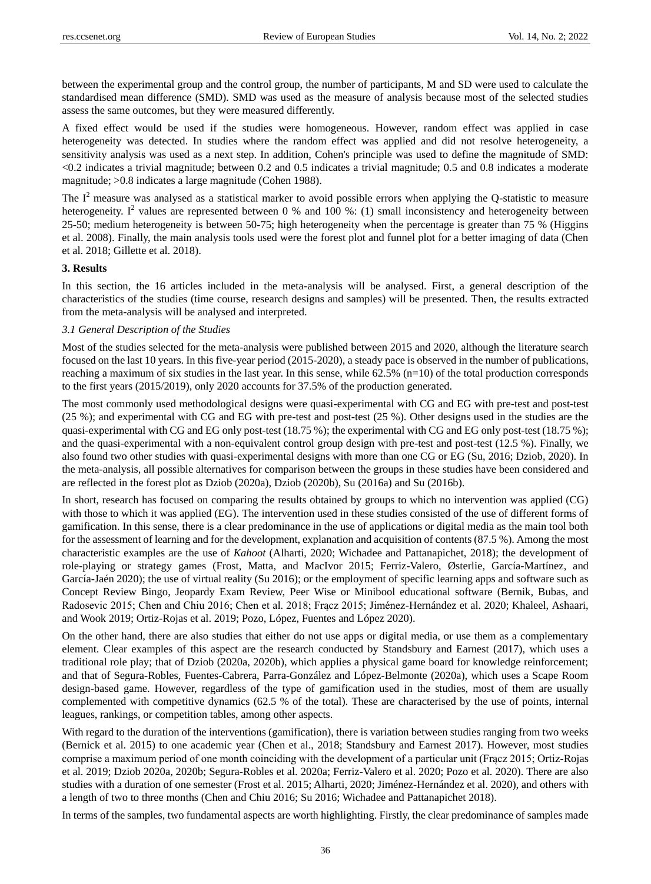between the experimental group and the control group, the number of participants, M and SD were used to calculate the standardised mean difference (SMD). SMD was used as the measure of analysis because most of the selected studies assess the same outcomes, but they were measured differently.

A fixed effect would be used if the studies were homogeneous. However, random effect was applied in case heterogeneity was detected. In studies where the random effect was applied and did not resolve heterogeneity, a sensitivity analysis was used as a next step. In addition, Cohen's principle was used to define the magnitude of SMD: <0.2 indicates a trivial magnitude; between 0.2 and 0.5 indicates a trivial magnitude; 0.5 and 0.8 indicates a moderate magnitude; >0.8 indicates a large magnitude (Cohen 1988).

The $I^2$ measure was analysed as a statistical marker to avoid possible errors when applying the Q-statistic to measure heterogeneity. $I^2$ values are represented between 0 % and 100 %: (1) small inconsistency and heterogeneity between 25-50; medium heterogeneity is between 50-75; high heterogeneity when the percentage is greater than 75 % (Higgins et al. 2008). Finally, the main analysis tools used were the forest plot and funnel plot for a better imaging of data (Chen et al. 2018; Gillette et al. 2018).

## 3. Results

In this section, the 16 articles included in the meta-analysis will be analysed. First, a general description of the characteristics of the studies (time course, research designs and samples) will be presented. Then, the results extracted from the meta-analysis will be analysed and interpreted.

### *3.1 General Description of the Studies*

Most of the studies selected for the meta-analysis were published between 2015 and 2020, although the literature search focused on the last 10 years. In this five-year period (2015-2020), a steady pace is observed in the number of publications, reaching a maximum of six studies in the last year. In this sense, while 62.5% (n=10) of the total production corresponds to the first years (2015/2019), only 2020 accounts for 37.5% of the production generated.

The most commonly used methodological designs were quasi-experimental with CG and EG with pre-test and post-test (25 %); and experimental with CG and EG with pre-test and post-test (25 %). Other designs used in the studies are the quasi-experimental with CG and EG only post-test (18.75 %); the experimental with CG and EG only post-test (18.75 %); and the quasi-experimental with a non-equivalent control group design with pre-test and post-test (12.5 %). Finally, we also found two other studies with quasi-experimental designs with more than one CG or EG (Su, 2016; Dziob, 2020). In the meta-analysis, all possible alternatives for comparison between the groups in these studies have been considered and are reflected in the forest plot as Dziob (2020a), Dziob (2020b), Su (2016a) and Su (2016b).

In short, research has focused on comparing the results obtained by groups to which no intervention was applied (CG) with those to which it was applied (EG). The intervention used in these studies consisted of the use of different forms of gamification. In this sense, there is a clear predominance in the use of applications or digital media as the main tool both for the assessment of learning and for the development, explanation and acquisition of contents (87.5 %). Among the most characteristic examples are the use of *Kahoot* (Alharti, 2020; Wichadee and Pattanapichet, 2018); the development of role-playing or strategy games (Frost, Matta, and MacIvor 2015; Ferriz-Valero, Østerlie, García-Martínez, and García-Jaén 2020); the use of virtual reality (Su 2016); or the employment of specific learning apps and software such as Concept Review Bingo, Jeopardy Exam Review, Peer Wise or Minibool educational software (Bernik, Bubas, and Radosevic 2015; Chen and Chiu 2016; Chen et al. 2018; Frącz 2015; Jiménez-Hernández et al. 2020; Khaleel, Ashaari, and Wook 2019; Ortiz-Rojas et al. 2019; Pozo, López, Fuentes and López 2020).

On the other hand, there are also studies that either do not use apps or digital media, or use them as a complementary element. Clear examples of this aspect are the research conducted by Standsbury and Earnest (2017), which uses a traditional role play; that of Dziob (2020a, 2020b), which applies a physical game board for knowledge reinforcement; and that of Segura-Robles, Fuentes-Cabrera, Parra-González and López-Belmonte (2020a), which uses a Scape Room design-based game. However, regardless of the type of gamification used in the studies, most of them are usually complemented with competitive dynamics (62.5 % of the total). These are characterised by the use of points, internal leagues, rankings, or competition tables, among other aspects.

With regard to the duration of the interventions (gamification), there is variation between studies ranging from two weeks (Bernick et al. 2015) to one academic year (Chen et al., 2018; Standsbury and Earnest 2017). However, most studies comprise a maximum period of one month coinciding with the development of a particular unit (Frącz 2015; Ortiz-Rojas et al. 2019; Dziob 2020a, 2020b; Segura-Robles et al. 2020a; Ferriz-Valero et al. 2020; Pozo et al. 2020). There are also studies with a duration of one semester (Frost et al. 2015; Alharti, 2020; Jiménez-Hernández et al. 2020), and others with a length of two to three months (Chen and Chiu 2016; Su 2016; Wichadee and Pattanapichet 2018).

In terms of the samples, two fundamental aspects are worth highlighting. Firstly, the clear predominance of samples made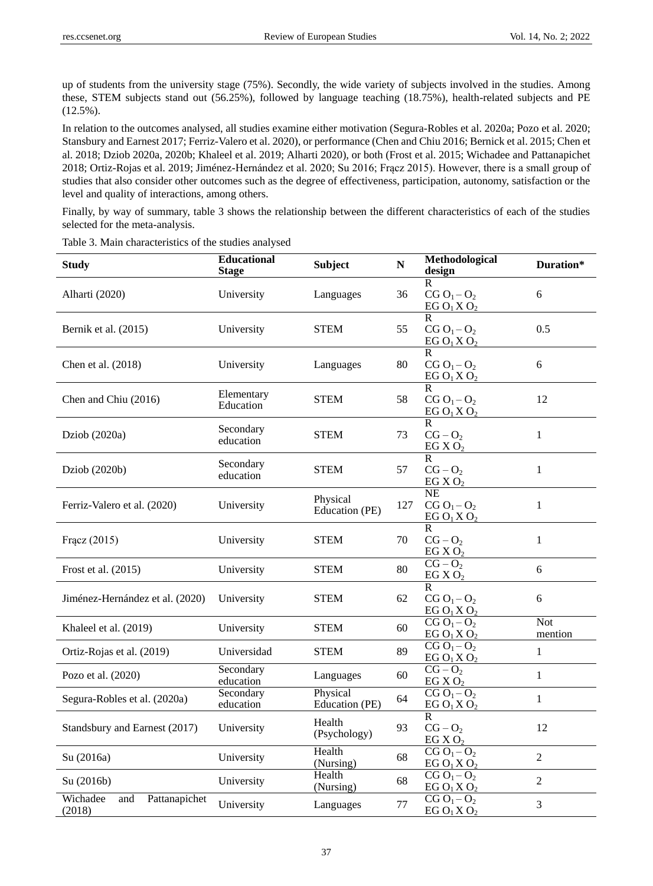up of students from the university stage (75%). Secondly, the wide variety of subjects involved in the studies. Among these, STEM subjects stand out (56.25%), followed by language teaching (18.75%), health-related subjects and PE (12.5%).

In relation to the outcomes analysed, all studies examine either motivation (Segura-Robles et al. 2020a; Pozo et al. 2020; Stansbury and Earnest 2017; Ferriz-Valero et al. 2020), or performance (Chen and Chiu 2016; Bernick et al. 2015; Chen et al. 2018; Dziob 2020a, 2020b; Khaleel et al. 2019; Alharti 2020), or both (Frost et al. 2015; Wichadee and Pattanapichet 2018; Ortiz-Rojas et al. 2019; Jiménez-Hernández et al. 2020; Su 2016; Frącz 2015). However, there is a small group of studies that also consider other outcomes such as the degree of effectiveness, participation, autonomy, satisfaction or the level and quality of interactions, among others.

Finally, by way of summary, table 3 shows the relationship between the different characteristics of each of the studies selected for the meta-analysis.

Table 3. Main characteristics of the studies analysed

| Study | Educational Stage | Subject | N | Methodological design | Duration* |
|---|---|---|---|---|---|
| Alharti (2020) | University | Languages | 36 | R<br>CG $O_1 – O_2$<br>EG $O_1$ X $O_2$ | 6 |
| Bernik et al. (2015) | University | STEM | 55 | R<br>CG $O_1 – O_2$<br>EG $O_1$ X $O_2$ | 0.5 |
| Chen et al. (2018) | University | Languages | 80 | R<br>CG $O_1 – O_2$<br>EG $O_1$ X $O_2$ | 6 |
| Chen and Chiu (2016) | Elementary Education | STEM | 58 | R<br>CG $O_1 – O_2$<br>EG $O_1$ X $O_2$ | 12 |
| Dziob (2020a) | Secondary education | STEM | 73 | R<br>CG – $O_2$<br>EG X $O_2$ | 1 |
| Dziob (2020b) | Secondary education | STEM | 57 | R<br>CG – $O_2$<br>EG X $O_2$ | 1 |
| Ferriz-Valero et al. (2020) | University | Physical Education (PE) | 127 | NE<br>CG $O_1 – O_2$<br>EG $O_1$ X $O_2$ | 1 |
| Frącz (2015) | University | STEM | 70 | R<br>CG – $O_2$<br>EG X $O_2$ | 1 |
| Frost et al. (2015) | University | STEM | 80 | CG – $O_2$<br>EG X $O_2$ | 6 |
| Jiménez-Hernández et al. (2020) | University | STEM | 62 | R<br>CG $O_1 – O_2$<br>EG $O_1$ X $O_2$ | 6 |
| Khaleel et al. (2019) | University | STEM | 60 | CG $O_1 – O_2$<br>EG $O_1$ X $O_2$ | Not mention |
| Ortiz-Rojas et al. (2019) | Universidad | STEM | 89 | CG $O_1 – O_2$<br>EG $O_1$ X $O_2$ | 1 |
| Pozo et al. (2020) | Secondary education | Languages | 60 | CG – $O_2$<br>EG X $O_2$ | 1 |
| Segura-Robles et al. (2020a) | Secondary education | Physical Education (PE) | 64 | CG $O_1 – O_2$<br>EG $O_1$ X $O_2$ | 1 |
| Standsbury and Earnest (2017) | University | Health (Psychology) | 93 | R<br>CG – $O_2$<br>EG X $O_2$ | 12 |
| Su (2016a) | University | Health (Nursing) | 68 | CG $O_1 – O_2$<br>EG $O_1$ X $O_2$ | 2 |
| Su (2016b) | University | Health (Nursing) | 68 | CG $O_1 – O_2$<br>EG $O_1$ X $O_2$ | 2 |
| Wichadee and Pattanapichet (2018) | University | Languages | 77 | CG $O_1 – O_2$<br>EG $O_1$ X $O_2$ | 3 |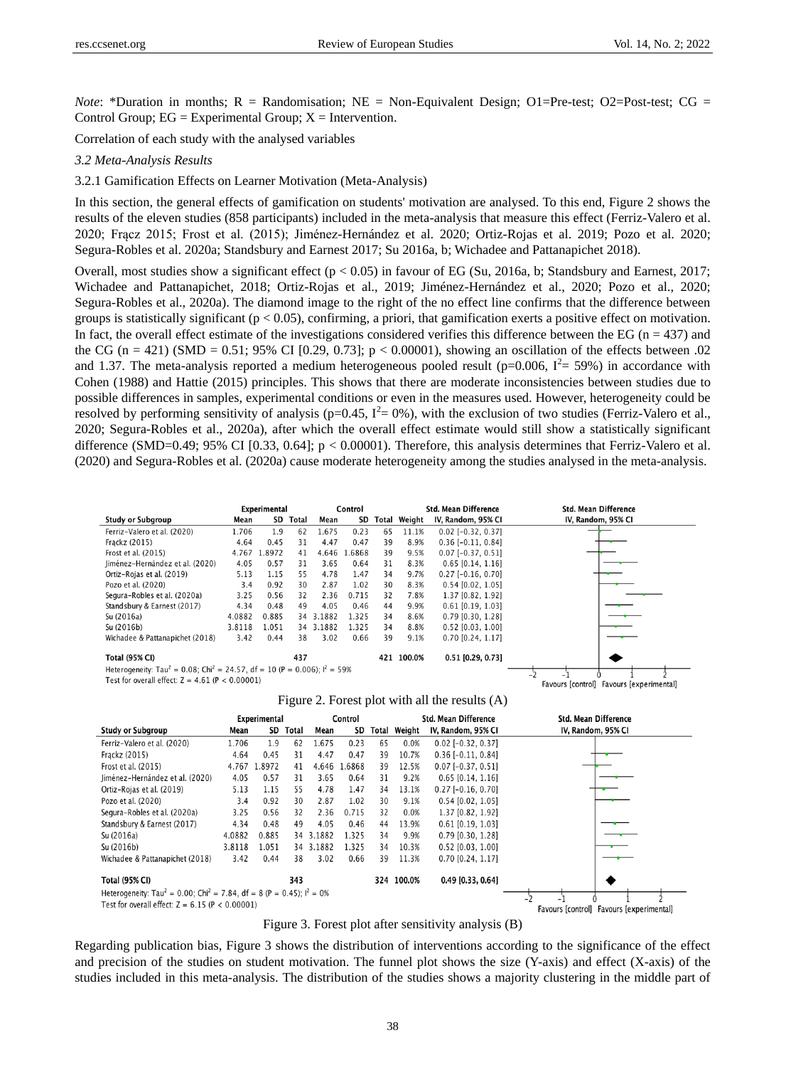*Note*: *Duration in months; R = Randomisation; NE = Non-Equivalent Design; O1=Pre-test; O2=Post-test; CG = Control Group; EG = Experimental Group; X = Intervention.

Correlation of each study with the analysed variables

### *3.2 Meta-Analysis Results*

#### 3.2.1 Gamification Effects on Learner Motivation (Meta-Analysis)

In this section, the general effects of gamification on students' motivation are analysed. To this end, Figure 2 shows the results of the eleven studies (858 participants) included in the meta-analysis that measure this effect (Ferriz-Valero et al. 2020; Frącz 2015; Frost et al. (2015); Jiménez-Hernández et al. 2020; Ortiz-Rojas et al. 2019; Pozo et al. 2020; Segura-Robles et al. 2020a; Standsbury and Earnest 2017; Su 2016a, b; Wichadee and Pattanapichet 2018).

Overall, most studies show a significant effect ($p < 0.05$) in favour of EG (Su, 2016a, b; Standsbury and Earnest, 2017; Wichadee and Pattanapichet, 2018; Ortiz-Rojas et al., 2019; Jiménez-Hernández et al., 2020; Pozo et al., 2020; Segura-Robles et al., 2020a). The diamond image to the right of the no effect line confirms that the difference between groups is statistically significant ($p < 0.05$), confirming, a priori, that gamification exerts a positive effect on motivation. In fact, the overall effect estimate of the investigations considered verifies this difference between the EG ($n = 437$) and the CG ($n = 421$) (SMD = 0.51; 95% CI [0.29, 0.73]; $p < 0.00001$), showing an oscillation of the effects between .02 and 1.37. The meta-analysis reported a medium heterogeneous pooled result ($p=0.006$, $I^2= 59\%$) in accordance with Cohen (1988) and Hattie (2015) principles. This shows that there are moderate inconsistencies between studies due to possible differences in samples, experimental conditions or even in the measures used. However, heterogeneity could be resolved by performing sensitivity of analysis ($p=0.45$, $I^2= 0\%$), with the exclusion of two studies (Ferriz-Valero et al., 2020; Segura-Robles et al., 2020a), after which the overall effect estimate would still show a statistically significant difference (SMD=0.49; 95% CI [0.33, 0.64]; $p < 0.00001$). Therefore, this analysis determines that Ferriz-Valero et al. (2020) and Segura-Robles et al. (2020a) cause moderate heterogeneity among the studies analysed in the meta-analysis.

| Study or Subgroup | Experimental Mean | Experimental SD | Experimental Total | Control Mean | Control SD | Control Total | Weight | Std. Mean Difference IV, Random, 95% CI |
|---|---|---|---|---|---|---|---|---|
| Ferriz-Valero et al. (2020) | 1.706 | 1.9 | 62 | 1.675 | 0.23 | 65 | 11.1% | 0.02 [-0.32, 0.37] |
| Frąckz (2015) | 4.64 | 0.45 | 31 | 4.47 | 0.47 | 39 | 8.9% | 0.36 [-0.11, 0.84] |
| Frost et al. (2015) | 4.767 | 1.8972 | 41 | 4.646 | 1.6868 | 39 | 9.5% | 0.07 [-0.37, 0.51] |
| Jiménez-Hernández et al. (2020) | 4.05 | 0.57 | 31 | 3.65 | 0.64 | 31 | 8.3% | 0.65 [0.14, 1.16] |
| Ortiz-Rojas et al. (2019) | 5.13 | 1.15 | 55 | 4.78 | 1.47 | 34 | 9.7% | 0.27 [-0.16, 0.70] |
| Pozo et al. (2020) | 3.4 | 0.92 | 30 | 2.87 | 1.02 | 30 | 8.3% | 0.54 [0.02, 1.05] |
| Segura-Robles et al. (2020a) | 3.25 | 0.56 | 32 | 2.36 | 0.715 | 32 | 7.8% | 1.37 [0.82, 1.92] |
| Standsbury & Earnest (2017) | 4.34 | 0.48 | 49 | 4.05 | 0.46 | 44 | 9.9% | 0.61 [0.19, 1.03] |
| Su (2016a) | 4.0882 | 0.885 | 34 | 3.1882 | 1.325 | 34 | 8.6% | 0.79 [0.30, 1.28] |
| Su (2016b) | 3.8118 | 1.051 | 34 | 3.1882 | 1.325 | 34 | 8.8% | 0.52 [0.03, 1.00] |
| Wichadee & Pattanapichet (2018) | 3.42 | 0.44 | 38 | 3.02 | 0.66 | 39 | 9.1% | 0.70 [0.24, 1.17] |
| **Total (95% CI)** | | | 437 | | | 421 | 100.0% | **0.51 [0.29, 0.73]** |

Heterogeneity: $Tau^2 = 0.08$; $Chi^2 = 24.57$, df = 10 (P = 0.006); $I^2 = 59\%$
Test for overall effect: Z = 4.61 (P < 0.00001)

Favours [control] Favours [experimental]

Figure 2. Forest plot with all the results (A)

| Study or Subgroup | Experimental Mean | Experimental SD | Experimental Total | Control Mean | Control SD | Control Total | Weight | Std. Mean Difference IV, Random, 95% CI |
|---|---|---|---|---|---|---|---|---|
| Ferriz-Valero et al. (2020) | 1.706 | 1.9 | 62 | 1.675 | 0.23 | 65 | 0.0% | 0.02 [-0.32, 0.37] |
| Frąckz (2015) | 4.64 | 0.45 | 31 | 4.47 | 0.47 | 39 | 10.7% | 0.36 [-0.11, 0.84] |
| Frost et al. (2015) | 4.767 | 1.8972 | 41 | 4.646 | 1.6868 | 39 | 12.5% | 0.07 [-0.37, 0.51] |
| Jiménez-Hernández et al. (2020) | 4.05 | 0.57 | 31 | 3.65 | 0.64 | 31 | 9.2% | 0.65 [0.14, 1.16] |
| Ortiz-Rojas et al. (2019) | 5.13 | 1.15 | 55 | 4.78 | 1.47 | 34 | 13.1% | 0.27 [-0.16, 0.70] |
| Pozo et al. (2020) | 3.4 | 0.92 | 30 | 2.87 | 1.02 | 30 | 9.1% | 0.54 [0.02, 1.05] |
| Segura-Robles et al. (2020a) | 3.25 | 0.56 | 32 | 2.36 | 0.715 | 32 | 0.0% | 1.37 [0.82, 1.92] |
| Standsbury & Earnest (2017) | 4.34 | 0.48 | 49 | 4.05 | 0.46 | 44 | 13.9% | 0.61 [0.19, 1.03] |
| Su (2016a) | 4.0882 | 0.885 | 34 | 3.1882 | 1.325 | 34 | 9.9% | 0.79 [0.30, 1.28] |
| Su (2016b) | 3.8118 | 1.051 | 34 | 3.1882 | 1.325 | 34 | 10.3% | 0.52 [0.03, 1.00] |
| Wichadee & Pattanapichet (2018) | 3.42 | 0.44 | 38 | 3.02 | 0.66 | 39 | 11.3% | 0.70 [0.24, 1.17] |
| **Total (95% CI)** | | | 343 | | | 324 | 100.0% | **0.49 [0.33, 0.64]** |

Heterogeneity: $Tau^2 = 0.00$; $Chi^2 = 7.84$, df = 8 (P = 0.45); $I^2 = 0\%$
Test for overall effect: Z = 6.15 (P < 0.00001)

Favours [control] Favours [experimental]

Figure 3. Forest plot after sensitivity analysis (B)

Regarding publication bias, Figure 3 shows the distribution of interventions according to the significance of the effect and precision of the studies on student motivation. The funnel plot shows the size (Y-axis) and effect (X-axis) of the studies included in this meta-analysis. The distribution of the studies shows a majority clustering in the middle part of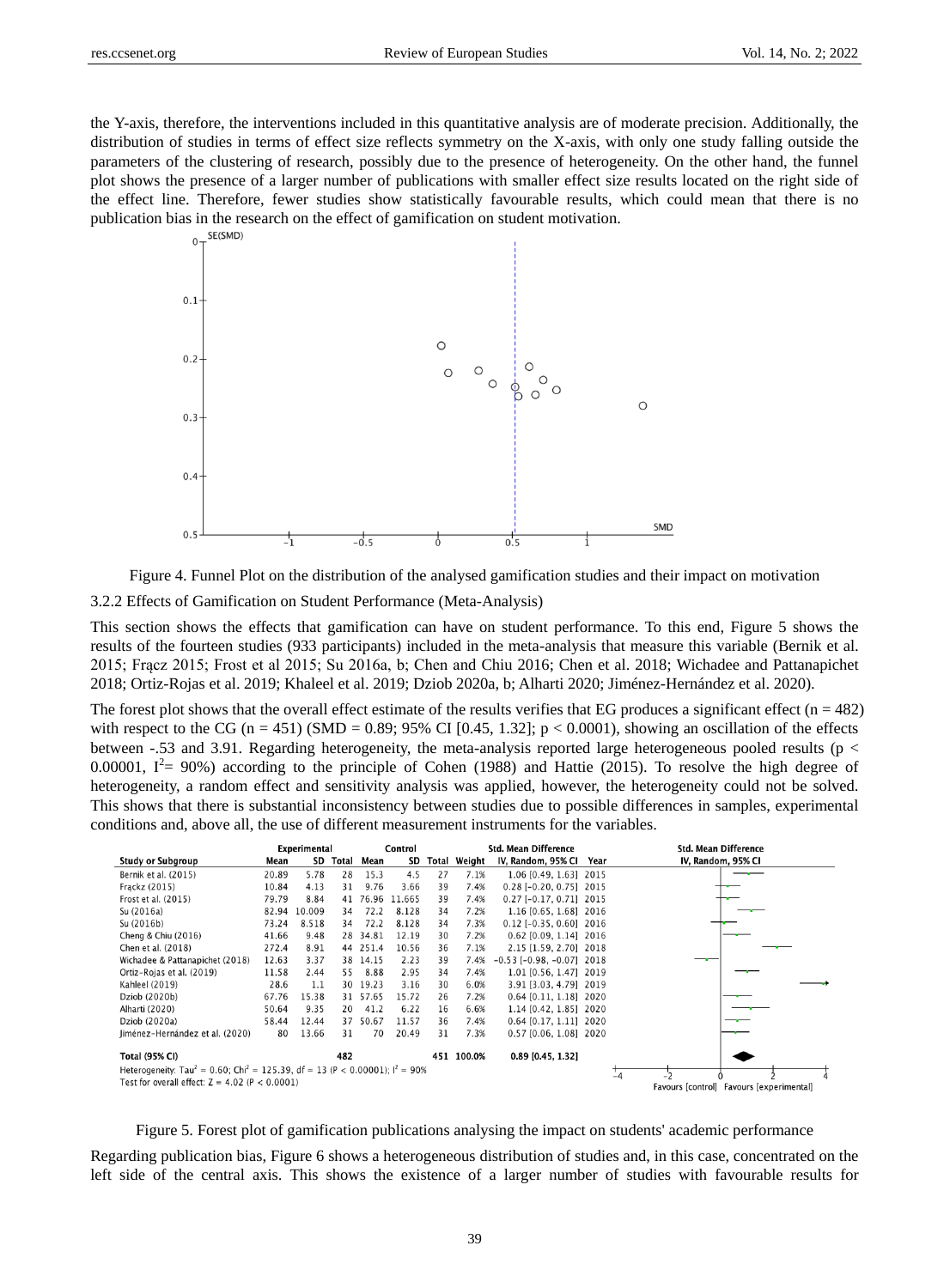the Y-axis, therefore, the interventions included in this quantitative analysis are of moderate precision. Additionally, the distribution of studies in terms of effect size reflects symmetry on the X-axis, with only one study falling outside the parameters of the clustering of research, possibly due to the presence of heterogeneity. On the other hand, the funnel plot shows the presence of a larger number of publications with smaller effect size results located on the right side of the effect line. Therefore, fewer studies show statistically favourable results, which could mean that there is no publication bias in the research on the effect of gamification on student motivation.

Figure 4. Funnel Plot on the distribution of the analysed gamification studies and their impact on motivation

### 3.2.2 Effects of Gamification on Student Performance (Meta-Analysis)

This section shows the effects that gamification can have on student performance. To this end, Figure 5 shows the results of the fourteen studies (933 participants) included in the meta-analysis that measure this variable (Bernik et al. 2015; Frącz 2015; Frost et al 2015; Su 2016a, b; Chen and Chiu 2016; Chen et al. 2018; Wichadee and Pattanapichet 2018; Ortiz-Rojas et al. 2019; Khaleel et al. 2019; Dziob 2020a, b; Alharti 2020; Jiménez-Hernández et al. 2020).

The forest plot shows that the overall effect estimate of the results verifies that EG produces a significant effect (n = 482) with respect to the CG (n = 451) (SMD = 0.89; 95% CI [0.45, 1.32]; $p < 0.0001$), showing an oscillation of the effects between -.53 and 3.91. Regarding heterogeneity, the meta-analysis reported large heterogeneous pooled results ($p < 0.00001$, $I^2 = 90\%$) according to the principle of Cohen (1988) and Hattie (2015). To resolve the high degree of heterogeneity, a random effect and sensitivity analysis was applied, however, the heterogeneity could not be solved. This shows that there is substantial inconsistency between studies due to possible differences in samples, experimental conditions and, above all, the use of different measurement instruments for the variables.

| Study or Subgroup | Experimental Mean | SD | Total | Control Mean | SD | Total | Weight | Std. Mean Difference IV, Random, 95% CI | Year |
|---|---|---|---|---|---|---|---|---|---|
| Bernik et al. (2015) | 20.89 | 5.78 | 28 | 15.3 | 4.5 | 27 | 7.1% | 1.06 [0.49, 1.63] | 2015 |
| Frąckz (2015) | 10.84 | 4.13 | 31 | 9.76 | 3.66 | 39 | 7.4% | 0.28 [−0.20, 0.75] | 2015 |
| Frost et al. (2015) | 79.79 | 8.84 | 41 | 76.96 | 11.665 | 39 | 7.4% | 0.27 [−0.17, 0.71] | 2015 |
| Su (2016a) | 82.94 | 10.009 | 34 | 72.2 | 8.128 | 34 | 7.2% | 1.16 [0.65, 1.68] | 2016 |
| Su (2016b) | 73.24 | 8.518 | 34 | 72.2 | 8.128 | 34 | 7.3% | 0.12 [−0.35, 0.60] | 2016 |
| Cheng & Chiu (2016) | 41.66 | 9.48 | 28 | 34.81 | 12.19 | 30 | 7.2% | 0.62 [0.09, 1.14] | 2016 |
| Chen et al. (2018) | 272.4 | 8.91 | 44 | 251.4 | 10.56 | 36 | 7.1% | 2.15 [1.59, 2.70] | 2018 |
| Wichadee & Pattanapichet (2018) | 12.63 | 3.37 | 38 | 14.15 | 2.23 | 39 | 7.4% | −0.53 [−0.98, −0.07] | 2018 |
| Ortiz-Rojas et al. (2019) | 11.58 | 2.44 | 55 | 8.88 | 2.95 | 34 | 7.4% | 1.01 [0.56, 1.47] | 2019 |
| Kahleel (2019) | 28.6 | 1.1 | 30 | 19.23 | 3.16 | 30 | 6.0% | 3.91 [3.03, 4.79] | 2019 |
| Dziob (2020b) | 67.76 | 15.38 | 31 | 57.65 | 15.72 | 26 | 7.2% | 0.64 [0.11, 1.18] | 2020 |
| Alharti (2020) | 50.64 | 9.35 | 20 | 41.2 | 6.22 | 16 | 6.6% | 1.14 [0.42, 1.85] | 2020 |
| Dziob (2020a) | 58.44 | 12.44 | 37 | 50.67 | 11.57 | 36 | 7.4% | 0.64 [0.17, 1.11] | 2020 |
| Jiménez-Hernández et al. (2020) | 80 | 13.66 | 31 | 70 | 20.49 | 31 | 7.3% | 0.57 [0.06, 1.08] | 2020 |
| **Total (95% CI)** | | | **482** | | | **451** | **100.0%** | **0.89 [0.45, 1.32]** | |

Heterogeneity: $Tau^2 = 0.60$; $Chi^2 = 125.39$, $df = 13$ ($P < 0.00001$); $I^2 = 90\%$
Test for overall effect: $Z = 4.02$ ($P < 0.0001$)

Figure 5. Forest plot of gamification publications analysing the impact on students' academic performance

Regarding publication bias, Figure 6 shows a heterogeneous distribution of studies and, in this case, concentrated on the left side of the central axis. This shows the existence of a larger number of studies with favourable results for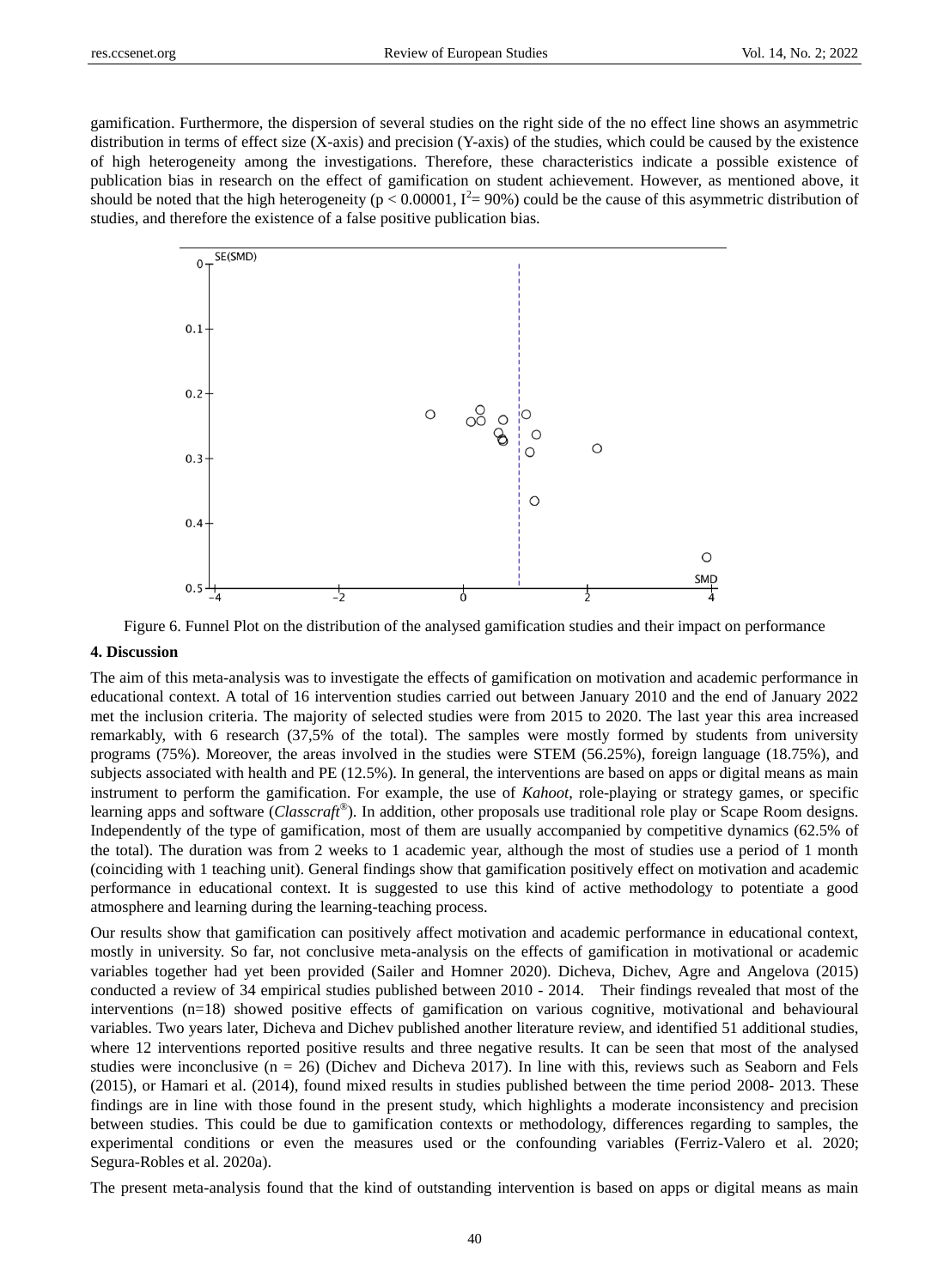gamification. Furthermore, the dispersion of several studies on the right side of the no effect line shows an asymmetric distribution in terms of effect size (X-axis) and precision (Y-axis) of the studies, which could be caused by the existence of high heterogeneity among the investigations. Therefore, these characteristics indicate a possible existence of publication bias in research on the effect of gamification on student achievement. However, as mentioned above, it should be noted that the high heterogeneity ($p < 0.00001$, $I^2 = 90\%$) could be the cause of this asymmetric distribution of studies, and therefore the existence of a false positive publication bias.

Figure 6. Funnel Plot on the distribution of the analysed gamification studies and their impact on performance

**4. Discussion**

The aim of this meta-analysis was to investigate the effects of gamification on motivation and academic performance in educational context. A total of 16 intervention studies carried out between January 2010 and the end of January 2022 met the inclusion criteria. The majority of selected studies were from 2015 to 2020. The last year this area increased remarkably, with 6 research (37,5% of the total). The samples were mostly formed by students from university programs (75%). Moreover, the areas involved in the studies were STEM (56.25%), foreign language (18.75%), and subjects associated with health and PE (12.5%). In general, the interventions are based on apps or digital means as main instrument to perform the gamification. For example, the use of *Kahoot*, role-playing or strategy games, or specific learning apps and software (*Classcraft*®). In addition, other proposals use traditional role play or Scape Room designs. Independently of the type of gamification, most of them are usually accompanied by competitive dynamics (62.5% of the total). The duration was from 2 weeks to 1 academic year, although the most of studies use a period of 1 month (coinciding with 1 teaching unit). General findings show that gamification positively effect on motivation and academic performance in educational context. It is suggested to use this kind of active methodology to potentiate a good atmosphere and learning during the learning-teaching process.

Our results show that gamification can positively affect motivation and academic performance in educational context, mostly in university. So far, not conclusive meta-analysis on the effects of gamification in motivational or academic variables together had yet been provided (Sailer and Homner 2020). Dicheva, Dichev, Agre and Angelova (2015) conducted a review of 34 empirical studies published between 2010 - 2014. Their findings revealed that most of the interventions (n=18) showed positive effects of gamification on various cognitive, motivational and behavioural variables. Two years later, Dicheva and Dichev published another literature review, and identified 51 additional studies, where 12 interventions reported positive results and three negative results. It can be seen that most of the analysed studies were inconclusive (n = 26) (Dichev and Dicheva 2017). In line with this, reviews such as Seaborn and Fels (2015), or Hamari et al. (2014), found mixed results in studies published between the time period 2008- 2013. These findings are in line with those found in the present study, which highlights a moderate inconsistency and precision between studies. This could be due to gamification contexts or methodology, differences regarding to samples, the experimental conditions or even the measures used or the confounding variables (Ferriz-Valero et al. 2020; Segura-Robles et al. 2020a).

The present meta-analysis found that the kind of outstanding intervention is based on apps or digital means as main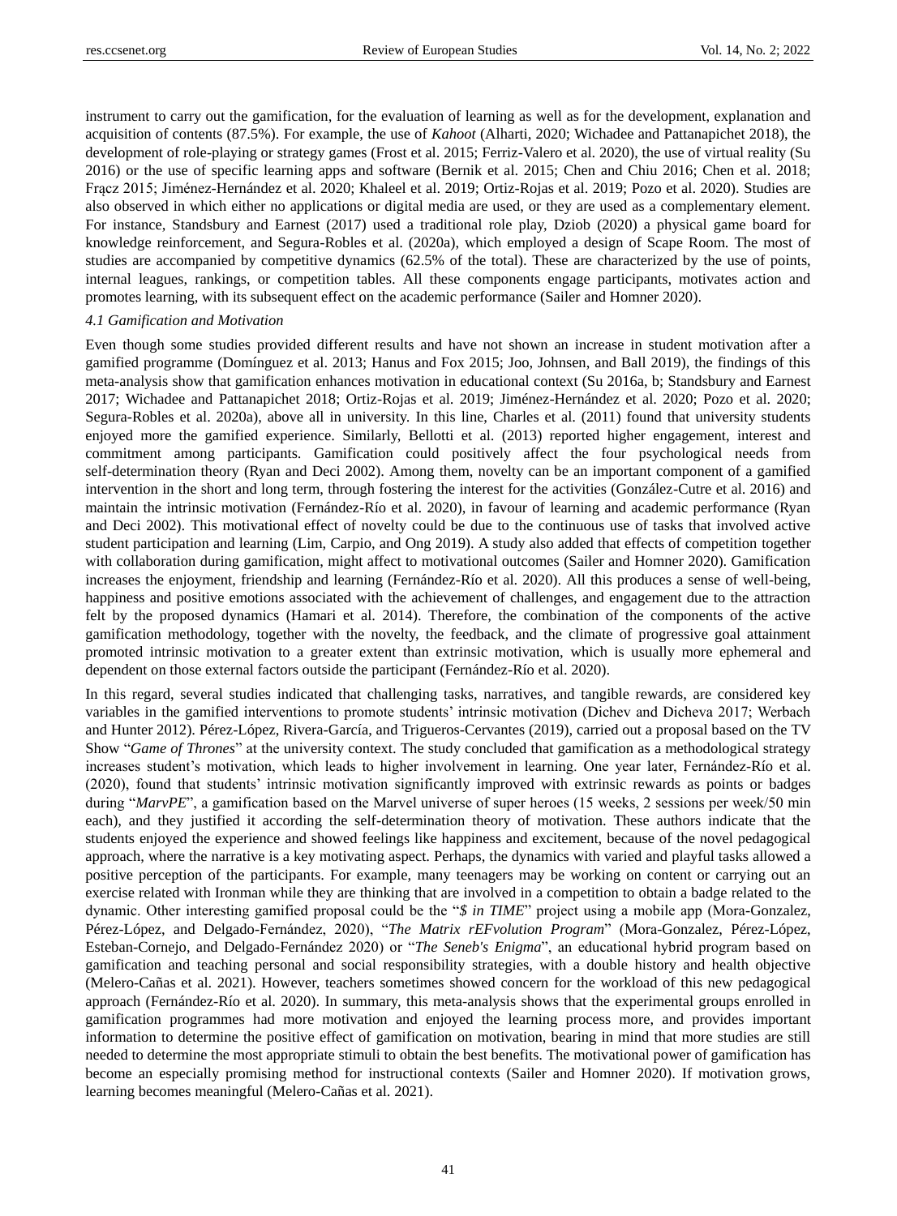instrument to carry out the gamification, for the evaluation of learning as well as for the development, explanation and acquisition of contents (87.5%). For example, the use of *Kahoot* (Alharti, 2020; Wichadee and Pattanapichet 2018), the development of role-playing or strategy games (Frost et al. 2015; Ferriz-Valero et al. 2020), the use of virtual reality (Su 2016) or the use of specific learning apps and software (Bernik et al. 2015; Chen and Chiu 2016; Chen et al. 2018; Frącz 2015; Jiménez-Hernández et al. 2020; Khaleel et al. 2019; Ortiz-Rojas et al. 2019; Pozo et al. 2020). Studies are also observed in which either no applications or digital media are used, or they are used as a complementary element. For instance, Standsbury and Earnest (2017) used a traditional role play, Dziob (2020) a physical game board for knowledge reinforcement, and Segura-Robles et al. (2020a), which employed a design of Scape Room. The most of studies are accompanied by competitive dynamics (62.5% of the total). These are characterized by the use of points, internal leagues, rankings, or competition tables. All these components engage participants, motivates action and promotes learning, with its subsequent effect on the academic performance (Sailer and Homner 2020).

### *4.1 Gamification and Motivation*

Even though some studies provided different results and have not shown an increase in student motivation after a gamified programme (Domínguez et al. 2013; Hanus and Fox 2015; Joo, Johnsen, and Ball 2019), the findings of this meta-analysis show that gamification enhances motivation in educational context (Su 2016a, b; Standsbury and Earnest 2017; Wichadee and Pattanapichet 2018; Ortiz-Rojas et al. 2019; Jiménez-Hernández et al. 2020; Pozo et al. 2020; Segura-Robles et al. 2020a), above all in university. In this line, Charles et al. (2011) found that university students enjoyed more the gamified experience. Similarly, Bellotti et al. (2013) reported higher engagement, interest and commitment among participants. Gamification could positively affect the four psychological needs from self-determination theory (Ryan and Deci 2002). Among them, novelty can be an important component of a gamified intervention in the short and long term, through fostering the interest for the activities (González-Cutre et al. 2016) and maintain the intrinsic motivation (Fernández-Río et al. 2020), in favour of learning and academic performance (Ryan and Deci 2002). This motivational effect of novelty could be due to the continuous use of tasks that involved active student participation and learning (Lim, Carpio, and Ong 2019). A study also added that effects of competition together with collaboration during gamification, might affect to motivational outcomes (Sailer and Homner 2020). Gamification increases the enjoyment, friendship and learning (Fernández-Río et al. 2020). All this produces a sense of well-being, happiness and positive emotions associated with the achievement of challenges, and engagement due to the attraction felt by the proposed dynamics (Hamari et al. 2014). Therefore, the combination of the components of the active gamification methodology, together with the novelty, the feedback, and the climate of progressive goal attainment promoted intrinsic motivation to a greater extent than extrinsic motivation, which is usually more ephemeral and dependent on those external factors outside the participant (Fernández-Río et al. 2020).

In this regard, several studies indicated that challenging tasks, narratives, and tangible rewards, are considered key variables in the gamified interventions to promote students' intrinsic motivation (Dichev and Dicheva 2017; Werbach and Hunter 2012). Pérez-López, Rivera-García, and Trigueros-Cervantes (2019), carried out a proposal based on the TV Show "*Game of Thrones*" at the university context. The study concluded that gamification as a methodological strategy increases student's motivation, which leads to higher involvement in learning. One year later, Fernández-Río et al. (2020), found that students' intrinsic motivation significantly improved with extrinsic rewards as points or badges during "*MarvPE*", a gamification based on the Marvel universe of super heroes (15 weeks, 2 sessions per week/50 min each), and they justified it according the self-determination theory of motivation. These authors indicate that the students enjoyed the experience and showed feelings like happiness and excitement, because of the novel pedagogical approach, where the narrative is a key motivating aspect. Perhaps, the dynamics with varied and playful tasks allowed a positive perception of the participants. For example, many teenagers may be working on content or carrying out an exercise related with Ironman while they are thinking that are involved in a competition to obtain a badge related to the dynamic. Other interesting gamified proposal could be the "*$ in TIME*" project using a mobile app (Mora-Gonzalez, Pérez-López, and Delgado-Fernández, 2020), "*The Matrix rEFvolution Program*" (Mora-Gonzalez, Pérez-López, Esteban-Cornejo, and Delgado-Fernández 2020) or "*The Seneb's Enigma*", an educational hybrid program based on gamification and teaching personal and social responsibility strategies, with a double history and health objective (Melero-Cañas et al. 2021). However, teachers sometimes showed concern for the workload of this new pedagogical approach (Fernández-Río et al. 2020). In summary, this meta-analysis shows that the experimental groups enrolled in gamification programmes had more motivation and enjoyed the learning process more, and provides important information to determine the positive effect of gamification on motivation, bearing in mind that more studies are still needed to determine the most appropriate stimuli to obtain the best benefits. The motivational power of gamification has become an especially promising method for instructional contexts (Sailer and Homner 2020). If motivation grows, learning becomes meaningful (Melero-Cañas et al. 2021).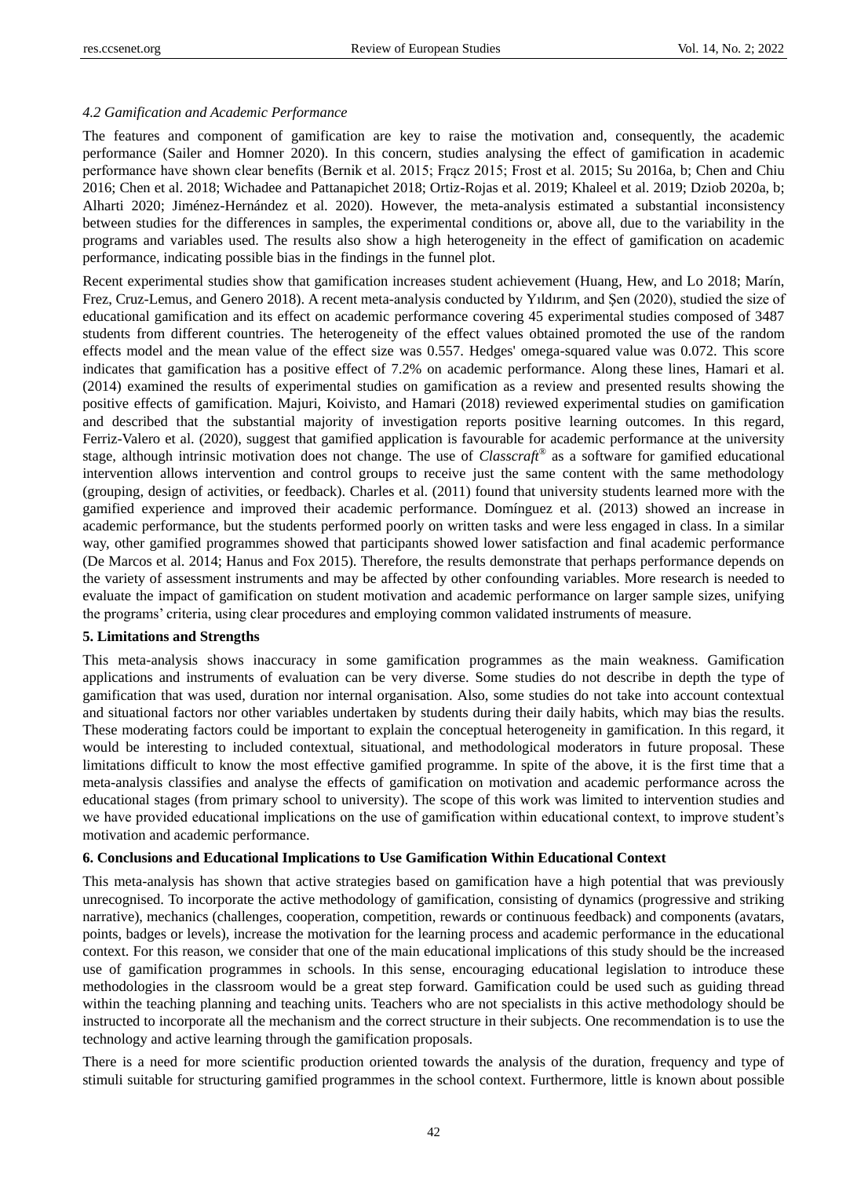### *4.2 Gamification and Academic Performance*

The features and component of gamification are key to raise the motivation and, consequently, the academic performance (Sailer and Homner 2020). In this concern, studies analysing the effect of gamification in academic performance have shown clear benefits (Bernik et al. 2015; Frącz 2015; Frost et al. 2015; Su 2016a, b; Chen and Chiu 2016; Chen et al. 2018; Wichadee and Pattanapichet 2018; Ortiz-Rojas et al. 2019; Khaleel et al. 2019; Dziob 2020a, b; Alharti 2020; Jiménez-Hernández et al. 2020). However, the meta-analysis estimated a substantial inconsistency between studies for the differences in samples, the experimental conditions or, above all, due to the variability in the programs and variables used. The results also show a high heterogeneity in the effect of gamification on academic performance, indicating possible bias in the findings in the funnel plot.

Recent experimental studies show that gamification increases student achievement (Huang, Hew, and Lo 2018; Marín, Frez, Cruz-Lemus, and Genero 2018). A recent meta-analysis conducted by Yıldırım, and Şen (2020), studied the size of educational gamification and its effect on academic performance covering 45 experimental studies composed of 3487 students from different countries. The heterogeneity of the effect values obtained promoted the use of the random effects model and the mean value of the effect size was 0.557. Hedges' omega-squared value was 0.072. This score indicates that gamification has a positive effect of 7.2% on academic performance. Along these lines, Hamari et al. (2014) examined the results of experimental studies on gamification as a review and presented results showing the positive effects of gamification. Majuri, Koivisto, and Hamari (2018) reviewed experimental studies on gamification and described that the substantial majority of investigation reports positive learning outcomes. In this regard, Ferriz-Valero et al. (2020), suggest that gamified application is favourable for academic performance at the university stage, although intrinsic motivation does not change. The use of *Classcraft*® as a software for gamified educational intervention allows intervention and control groups to receive just the same content with the same methodology (grouping, design of activities, or feedback). Charles et al. (2011) found that university students learned more with the gamified experience and improved their academic performance. Domínguez et al. (2013) showed an increase in academic performance, but the students performed poorly on written tasks and were less engaged in class. In a similar way, other gamified programmes showed that participants showed lower satisfaction and final academic performance (De Marcos et al. 2014; Hanus and Fox 2015). Therefore, the results demonstrate that perhaps performance depends on the variety of assessment instruments and may be affected by other confounding variables. More research is needed to evaluate the impact of gamification on student motivation and academic performance on larger sample sizes, unifying the programs' criteria, using clear procedures and employing common validated instruments of measure.

## 5. Limitations and Strengths

This meta-analysis shows inaccuracy in some gamification programmes as the main weakness. Gamification applications and instruments of evaluation can be very diverse. Some studies do not describe in depth the type of gamification that was used, duration nor internal organisation. Also, some studies do not take into account contextual and situational factors nor other variables undertaken by students during their daily habits, which may bias the results. These moderating factors could be important to explain the conceptual heterogeneity in gamification. In this regard, it would be interesting to included contextual, situational, and methodological moderators in future proposal. These limitations difficult to know the most effective gamified programme. In spite of the above, it is the first time that a meta-analysis classifies and analyse the effects of gamification on motivation and academic performance across the educational stages (from primary school to university). The scope of this work was limited to intervention studies and we have provided educational implications on the use of gamification within educational context, to improve student's motivation and academic performance.

## 6. Conclusions and Educational Implications to Use Gamification Within Educational Context

This meta-analysis has shown that active strategies based on gamification have a high potential that was previously unrecognised. To incorporate the active methodology of gamification, consisting of dynamics (progressive and striking narrative), mechanics (challenges, cooperation, competition, rewards or continuous feedback) and components (avatars, points, badges or levels), increase the motivation for the learning process and academic performance in the educational context. For this reason, we consider that one of the main educational implications of this study should be the increased use of gamification programmes in schools. In this sense, encouraging educational legislation to introduce these methodologies in the classroom would be a great step forward. Gamification could be used such as guiding thread within the teaching planning and teaching units. Teachers who are not specialists in this active methodology should be instructed to incorporate all the mechanism and the correct structure in their subjects. One recommendation is to use the technology and active learning through the gamification proposals.

There is a need for more scientific production oriented towards the analysis of the duration, frequency and type of stimuli suitable for structuring gamified programmes in the school context. Furthermore, little is known about possible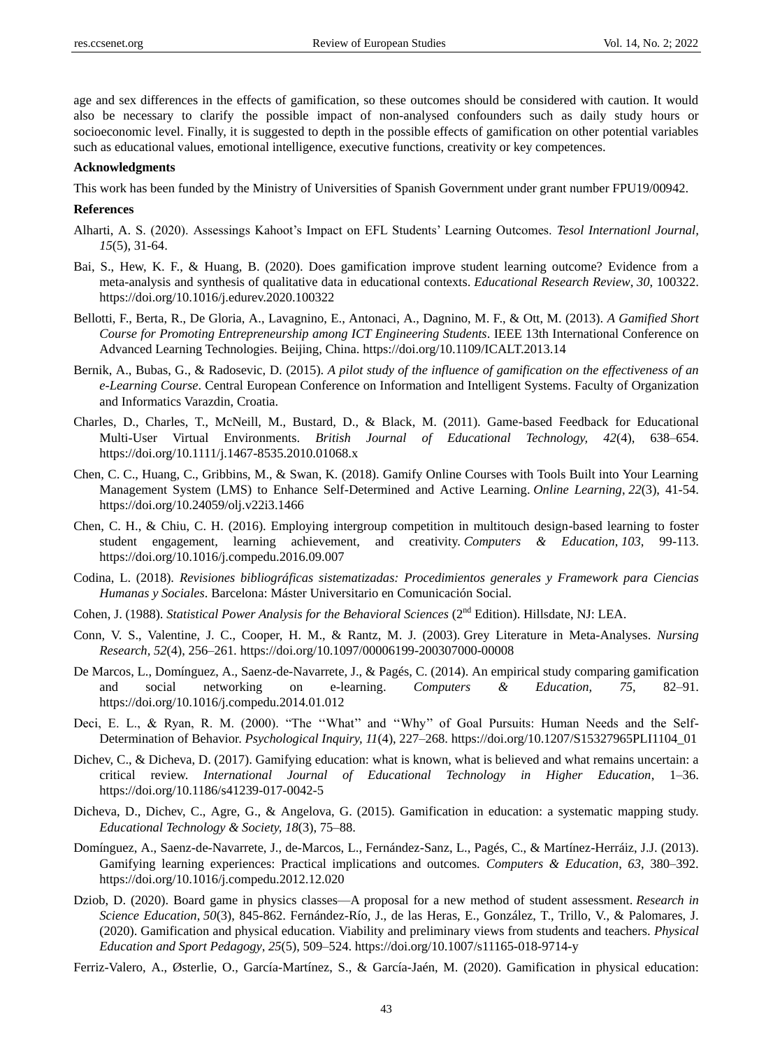age and sex differences in the effects of gamification, so these outcomes should be considered with caution. It would also be necessary to clarify the possible impact of non-analysed confounders such as daily study hours or socioeconomic level. Finally, it is suggested to depth in the possible effects of gamification on other potential variables such as educational values, emotional intelligence, executive functions, creativity or key competences.

**Acknowledgments**

This work has been funded by the Ministry of Universities of Spanish Government under grant number FPU19/00942.

**References**

Alharti, A. S. (2020). Assessings Kahoot's Impact on EFL Students' Learning Outcomes. *Tesol Internationl Journal, 15*(5), 31-64.

Bai, S., Hew, K. F., & Huang, B. (2020). Does gamification improve student learning outcome? Evidence from a meta-analysis and synthesis of qualitative data in educational contexts. *Educational Research Review*, *30*, 100322. https://doi.org/10.1016/j.edurev.2020.100322

Bellotti, F., Berta, R., De Gloria, A., Lavagnino, E., Antonaci, A., Dagnino, M. F., & Ott, M. (2013). *A Gamified Short Course for Promoting Entrepreneurship among ICT Engineering Students*. IEEE 13th International Conference on Advanced Learning Technologies. Beijing, China. https://doi.org/10.1109/ICALT.2013.14

Bernik, A., Bubas, G., & Radosevic, D. (2015). *A pilot study of the influence of gamification on the effectiveness of an e-Learning Course*. Central European Conference on Information and Intelligent Systems. Faculty of Organization and Informatics Varazdin, Croatia.

Charles, D., Charles, T., McNeill, M., Bustard, D., & Black, M. (2011). Game-based Feedback for Educational Multi-User Virtual Environments. *British Journal of Educational Technology, 42*(4), 638–654. https://doi.org/10.1111/j.1467-8535.2010.01068.x

Chen, C. C., Huang, C., Gribbins, M., & Swan, K. (2018). Gamify Online Courses with Tools Built into Your Learning Management System (LMS) to Enhance Self-Determined and Active Learning. *Online Learning*, *22*(3), 41-54. https://doi.org/10.24059/olj.v22i3.1466

Chen, C. H., & Chiu, C. H. (2016). Employing intergroup competition in multitouch design-based learning to foster student engagement, learning achievement, and creativity. *Computers & Education*, *103*, 99-113. https://doi.org/10.1016/j.compedu.2016.09.007

Codina, L. (2018). *Revisiones bibliográficas sistematizadas: Procedimientos generales y Framework para Ciencias Humanas y Sociales*. Barcelona: Máster Universitario en Comunicación Social.

Cohen, J. (1988). *Statistical Power Analysis for the Behavioral Sciences* (2nd Edition). Hillsdate, NJ: LEA.

Conn, V. S., Valentine, J. C., Cooper, H. M., & Rantz, M. J. (2003). Grey Literature in Meta-Analyses. *Nursing Research, 52*(4), 256–261. https://doi.org/10.1097/00006199-200307000-00008

De Marcos, L., Domínguez, A., Saenz-de-Navarrete, J., & Pagés, C. (2014). An empirical study comparing gamification and social networking on e-learning. *Computers & Education*, *75*, 82–91. https://doi.org/10.1016/j.compedu.2014.01.012

Deci, E. L., & Ryan, R. M. (2000). "The ''What'' and ''Why'' of Goal Pursuits: Human Needs and the Self-Determination of Behavior. *Psychological Inquiry, 11*(4), 227–268. https://doi.org/10.1207/S15327965PLI1104_01

Dichev, C., & Dicheva, D. (2017). Gamifying education: what is known, what is believed and what remains uncertain: a critical review. *International Journal of Educational Technology in Higher Education*, 1–36. https://doi.org/10.1186/s41239-017-0042-5

Dicheva, D., Dichev, C., Agre, G., & Angelova, G. (2015). Gamification in education: a systematic mapping study. *Educational Technology & Society, 18*(3), 75–88.

Domínguez, A., Saenz-de-Navarrete, J., de-Marcos, L., Fernández-Sanz, L., Pagés, C., & Martínez-Herráiz, J.J. (2013). Gamifying learning experiences: Practical implications and outcomes. *Computers & Education*, *63*, 380–392. https://doi.org/10.1016/j.compedu.2012.12.020

Dziob, D. (2020). Board game in physics classes—A proposal for a new method of student assessment. *Research in Science Education*, *50*(3), 845-862. Fernández-Río, J., de las Heras, E., González, T., Trillo, V., & Palomares, J. (2020). Gamification and physical education. Viability and preliminary views from students and teachers. *Physical Education and Sport Pedagogy, 25*(5), 509–524. https://doi.org/10.1007/s11165-018-9714-y

Ferriz-Valero, A., Østerlie, O., García-Martínez, S., & García-Jaén, M. (2020). Gamification in physical education: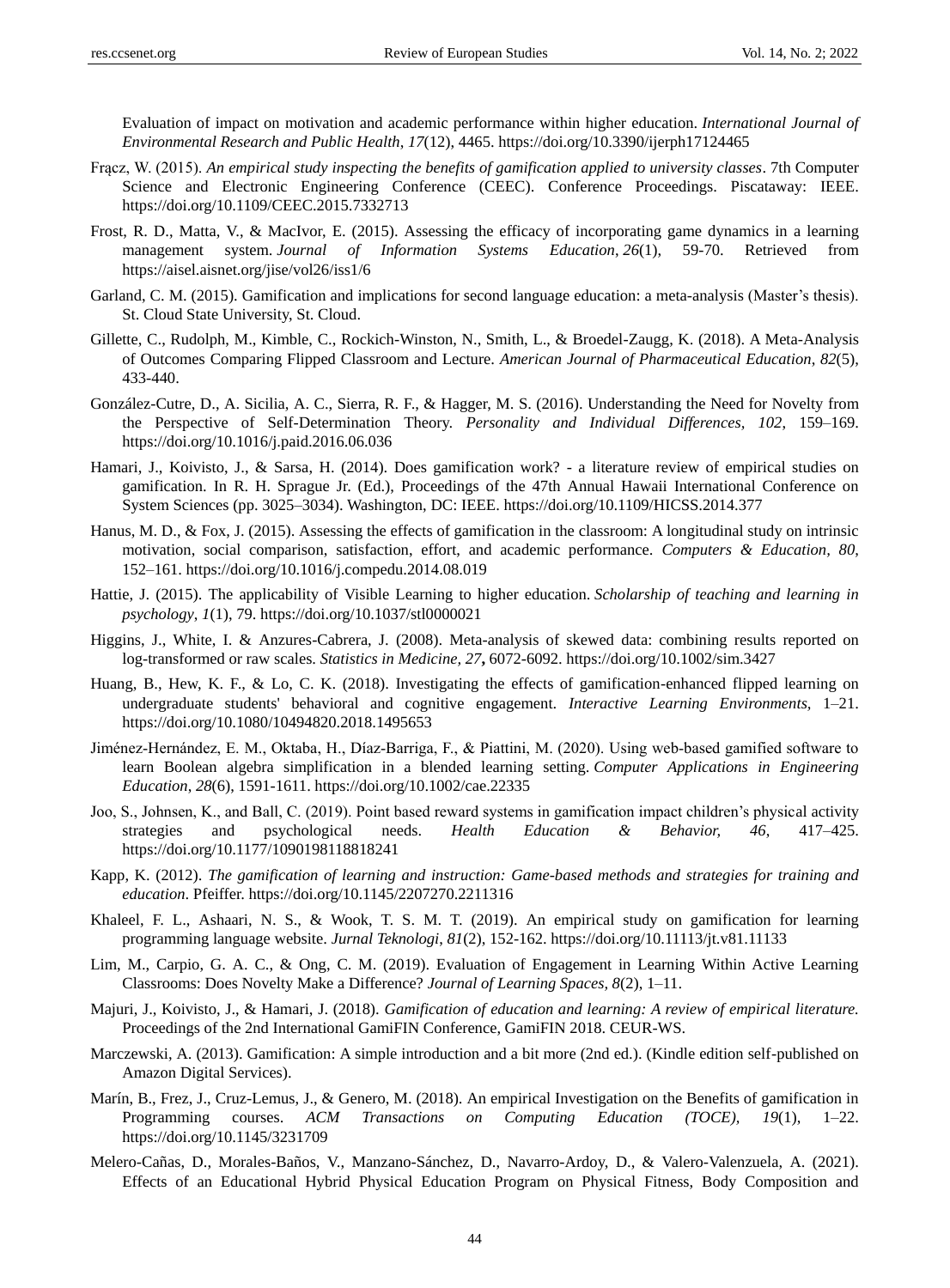Evaluation of impact on motivation and academic performance within higher education. *International Journal of Environmental Research and Public Health*, *17*(12), 4465. https://doi.org/10.3390/ijerph17124465

Frącz, W. (2015). *An empirical study inspecting the benefits of gamification applied to university classes*. 7th Computer Science and Electronic Engineering Conference (CEEC). Conference Proceedings. Piscataway: IEEE. https://doi.org/10.1109/CEEC.2015.7332713

Frost, R. D., Matta, V., & MacIvor, E. (2015). Assessing the efficacy of incorporating game dynamics in a learning management system. *Journal of Information Systems Education*, *26*(1), 59-70. Retrieved from https://aisel.aisnet.org/jise/vol26/iss1/6

Garland, C. M. (2015). Gamification and implications for second language education: a meta-analysis (Master's thesis). St. Cloud State University, St. Cloud.

Gillette, C., Rudolph, M., Kimble, C., Rockich-Winston, N., Smith, L., & Broedel-Zaugg, K. (2018). A Meta-Analysis of Outcomes Comparing Flipped Classroom and Lecture. *American Journal of Pharmaceutical Education*, *82*(5), 433-440.

González-Cutre, D., A. Sicilia, A. C., Sierra, R. F., & Hagger, M. S. (2016). Understanding the Need for Novelty from the Perspective of Self-Determination Theory. *Personality and Individual Differences, 102*, 159–169. https://doi.org/10.1016/j.paid.2016.06.036

Hamari, J., Koivisto, J., & Sarsa, H. (2014). Does gamification work? - a literature review of empirical studies on gamification. In R. H. Sprague Jr. (Ed.), Proceedings of the 47th Annual Hawaii International Conference on System Sciences (pp. 3025–3034). Washington, DC: IEEE. https://doi.org/10.1109/HICSS.2014.377

Hanus, M. D., & Fox, J. (2015). Assessing the effects of gamification in the classroom: A longitudinal study on intrinsic motivation, social comparison, satisfaction, effort, and academic performance. *Computers & Education, 80*, 152–161. https://doi.org/10.1016/j.compedu.2014.08.019

Hattie, J. (2015). The applicability of Visible Learning to higher education. *Scholarship of teaching and learning in psychology*, *1*(1), 79. https://doi.org/10.1037/stl0000021

Higgins, J., White, I. & Anzures-Cabrera, J. (2008). Meta-analysis of skewed data: combining results reported on log-transformed or raw scales. *Statistics in Medicine, 27***,** 6072-6092. https://doi.org/10.1002/sim.3427

Huang, B., Hew, K. F., & Lo, C. K. (2018). Investigating the effects of gamification-enhanced flipped learning on undergraduate students' behavioral and cognitive engagement. *Interactive Learning Environments*, 1–21. https://doi.org/10.1080/10494820.2018.1495653

Jiménez-Hernández, E. M., Oktaba, H., Díaz-Barriga, F., & Piattini, M. (2020). Using web-based gamified software to learn Boolean algebra simplification in a blended learning setting. *Computer Applications in Engineering Education*, *28*(6), 1591-1611. https://doi.org/10.1002/cae.22335

Joo, S., Johnsen, K., and Ball, C. (2019). Point based reward systems in gamification impact children's physical activity strategies and psychological needs. *Health Education & Behavior, 46*, 417–425. https://doi.org/10.1177/1090198118818241

Kapp, K. (2012). *The gamification of learning and instruction: Game-based methods and strategies for training and education*. Pfeiffer. https://doi.org/10.1145/2207270.2211316

Khaleel, F. L., Ashaari, N. S., & Wook, T. S. M. T. (2019). An empirical study on gamification for learning programming language website. *Jurnal Teknologi*, *81*(2), 152-162. https://doi.org/10.11113/jt.v81.11133

Lim, M., Carpio, G. A. C., & Ong, C. M. (2019). Evaluation of Engagement in Learning Within Active Learning Classrooms: Does Novelty Make a Difference? *Journal of Learning Spaces, 8*(2), 1–11.

Majuri, J., Koivisto, J., & Hamari, J. (2018). *Gamification of education and learning: A review of empirical literature.* Proceedings of the 2nd International GamiFIN Conference, GamiFIN 2018. CEUR-WS.

Marczewski, A. (2013). Gamification: A simple introduction and a bit more (2nd ed.). (Kindle edition self-published on Amazon Digital Services).

Marín, B., Frez, J., Cruz-Lemus, J., & Genero, M. (2018). An empirical Investigation on the Benefits of gamification in Programming courses. *ACM Transactions on Computing Education (TOCE), 19*(1), 1–22. https://doi.org/10.1145/3231709

Melero-Cañas, D., Morales-Baños, V., Manzano-Sánchez, D., Navarro-Ardoy, D., & Valero-Valenzuela, A. (2021). Effects of an Educational Hybrid Physical Education Program on Physical Fitness, Body Composition and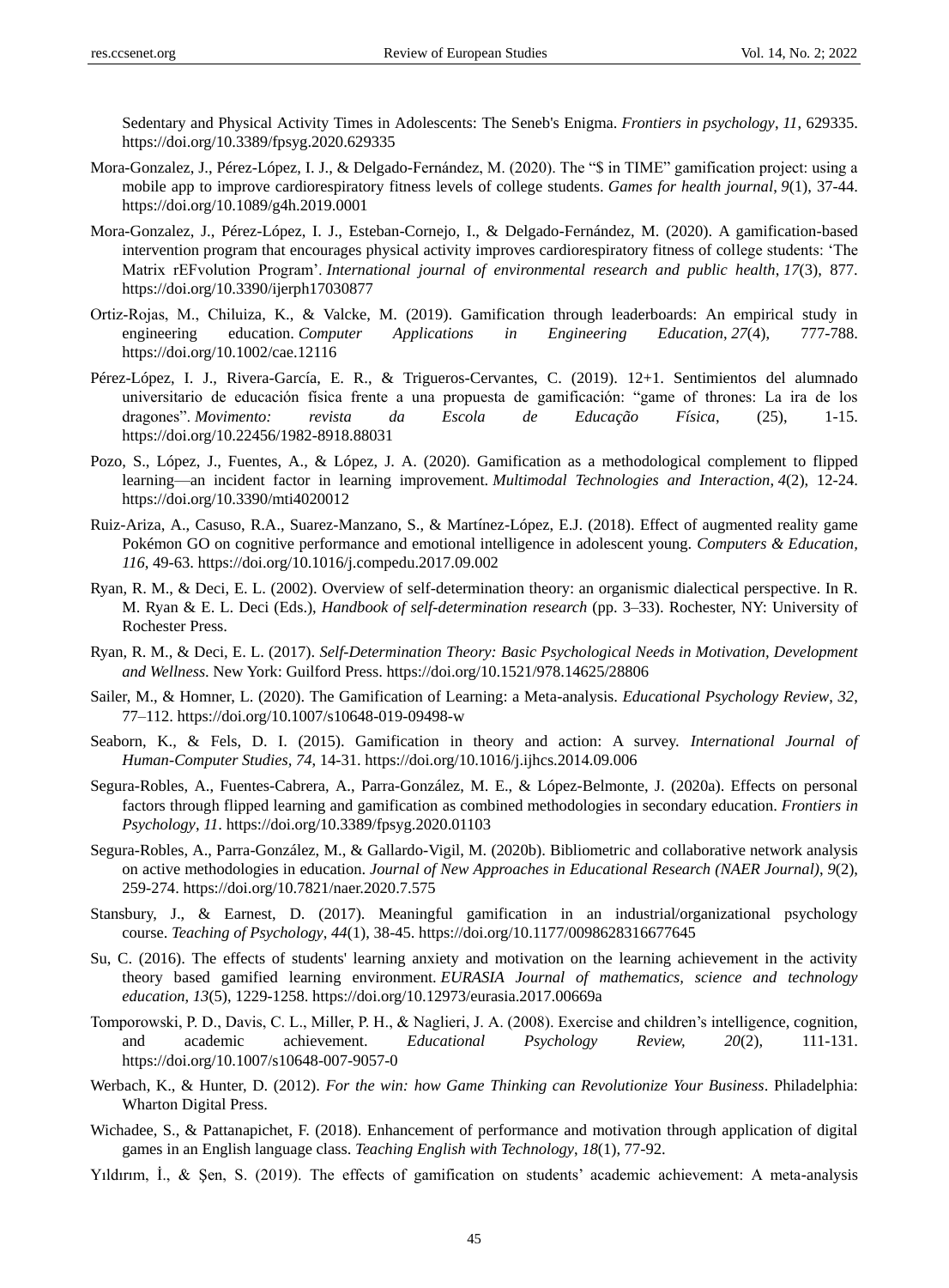Sedentary and Physical Activity Times in Adolescents: The Seneb's Enigma. *Frontiers in psychology*, *11*, 629335. https://doi.org/10.3389/fpsyg.2020.629335

Mora-Gonzalez, J., Pérez-López, I. J., & Delgado-Fernández, M. (2020). The "$ in TIME" gamification project: using a mobile app to improve cardiorespiratory fitness levels of college students. *Games for health journal*, *9*(1), 37-44. https://doi.org/10.1089/g4h.2019.0001

Mora-Gonzalez, J., Pérez-López, I. J., Esteban-Cornejo, I., & Delgado-Fernández, M. (2020). A gamification-based intervention program that encourages physical activity improves cardiorespiratory fitness of college students: 'The Matrix rEFvolution Program'. *International journal of environmental research and public health*, *17*(3), 877. https://doi.org/10.3390/ijerph17030877

Ortiz-Rojas, M., Chiluiza, K., & Valcke, M. (2019). Gamification through leaderboards: An empirical study in engineering education. *Computer Applications in Engineering Education*, *27*(4), 777-788. https://doi.org/10.1002/cae.12116

Pérez-López, I. J., Rivera-García, E. R., & Trigueros-Cervantes, C. (2019). 12+1. Sentimientos del alumnado universitario de educación física frente a una propuesta de gamificación: "game of thrones: La ira de los dragones". *Movimento: revista da Escola de Educação Física*, (25), 1-15. https://doi.org/10.22456/1982-8918.88031

Pozo, S., López, J., Fuentes, A., & López, J. A. (2020). Gamification as a methodological complement to flipped learning—an incident factor in learning improvement. *Multimodal Technologies and Interaction*, *4*(2), 12-24. https://doi.org/10.3390/mti4020012

Ruiz-Ariza, A., Casuso, R.A., Suarez-Manzano, S., & Martínez-López, E.J. (2018). Effect of augmented reality game Pokémon GO on cognitive performance and emotional intelligence in adolescent young. *Computers & Education, 116*, 49-63. https://doi.org/10.1016/j.compedu.2017.09.002

Ryan, R. M., & Deci, E. L. (2002). Overview of self-determination theory: an organismic dialectical perspective. In R. M. Ryan & E. L. Deci (Eds.), *Handbook of self-determination research* (pp. 3–33). Rochester, NY: University of Rochester Press.

Ryan, R. M., & Deci, E. L. (2017). *Self-Determination Theory: Basic Psychological Needs in Motivation, Development and Wellness*. New York: Guilford Press. https://doi.org/10.1521/978.14625/28806

Sailer, M., & Homner, L. (2020). The Gamification of Learning: a Meta-analysis. *Educational Psychology Review*, *32*, 77–112. https://doi.org/10.1007/s10648-019-09498-w

Seaborn, K., & Fels, D. I. (2015). Gamification in theory and action: A survey. *International Journal of Human-Computer Studies*, *74*, 14-31. https://doi.org/10.1016/j.ijhcs.2014.09.006

Segura-Robles, A., Fuentes-Cabrera, A., Parra-González, M. E., & López-Belmonte, J. (2020a). Effects on personal factors through flipped learning and gamification as combined methodologies in secondary education. *Frontiers in Psychology*, *11*. https://doi.org/10.3389/fpsyg.2020.01103

Segura-Robles, A., Parra-González, M., & Gallardo-Vigil, M. (2020b). Bibliometric and collaborative network analysis on active methodologies in education. *Journal of New Approaches in Educational Research (NAER Journal)*, *9*(2), 259-274. https://doi.org/10.7821/naer.2020.7.575

Stansbury, J., & Earnest, D. (2017). Meaningful gamification in an industrial/organizational psychology course. *Teaching of Psychology*, *44*(1), 38-45. https://doi.org/10.1177/0098628316677645

Su, C. (2016). The effects of students' learning anxiety and motivation on the learning achievement in the activity theory based gamified learning environment. *EURASIA Journal of mathematics, science and technology education*, *13*(5), 1229-1258. https://doi.org/10.12973/eurasia.2017.00669a

Tomporowski, P. D., Davis, C. L., Miller, P. H., & Naglieri, J. A. (2008). Exercise and children's intelligence, cognition, and academic achievement. *Educational Psychology Review, 20*(2), 111-131. https://doi.org/10.1007/s10648-007-9057-0

Werbach, K., & Hunter, D. (2012). *For the win: how Game Thinking can Revolutionize Your Business*. Philadelphia: Wharton Digital Press.

Wichadee, S., & Pattanapichet, F. (2018). Enhancement of performance and motivation through application of digital games in an English language class. *Teaching English with Technology*, *18*(1), 77-92.

Yıldırım, İ., & Şen, S. (2019). The effects of gamification on students' academic achievement: A meta-analysis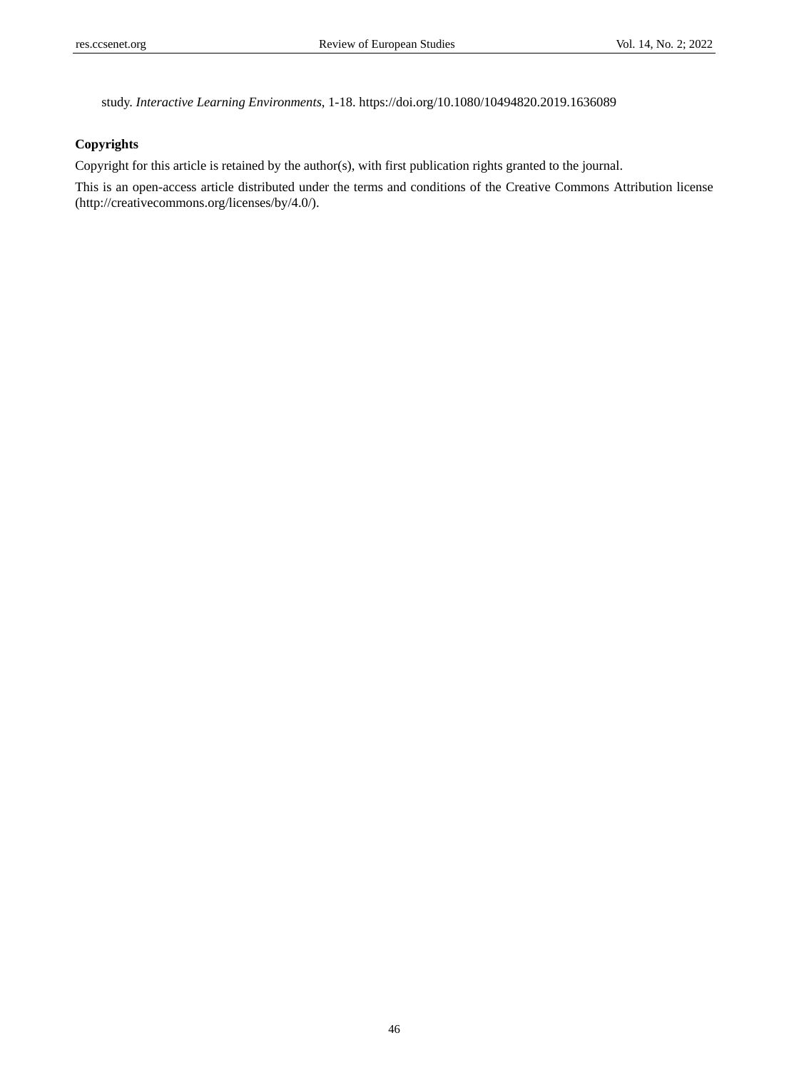study. *Interactive Learning Environments*, 1-18. https://doi.org/10.1080/10494820.2019.1636089

**Copyrights**

Copyright for this article is retained by the author(s), with first publication rights granted to the journal.

This is an open-access article distributed under the terms and conditions of the Creative Commons Attribution license (http://creativecommons.org/licenses/by/4.0/).